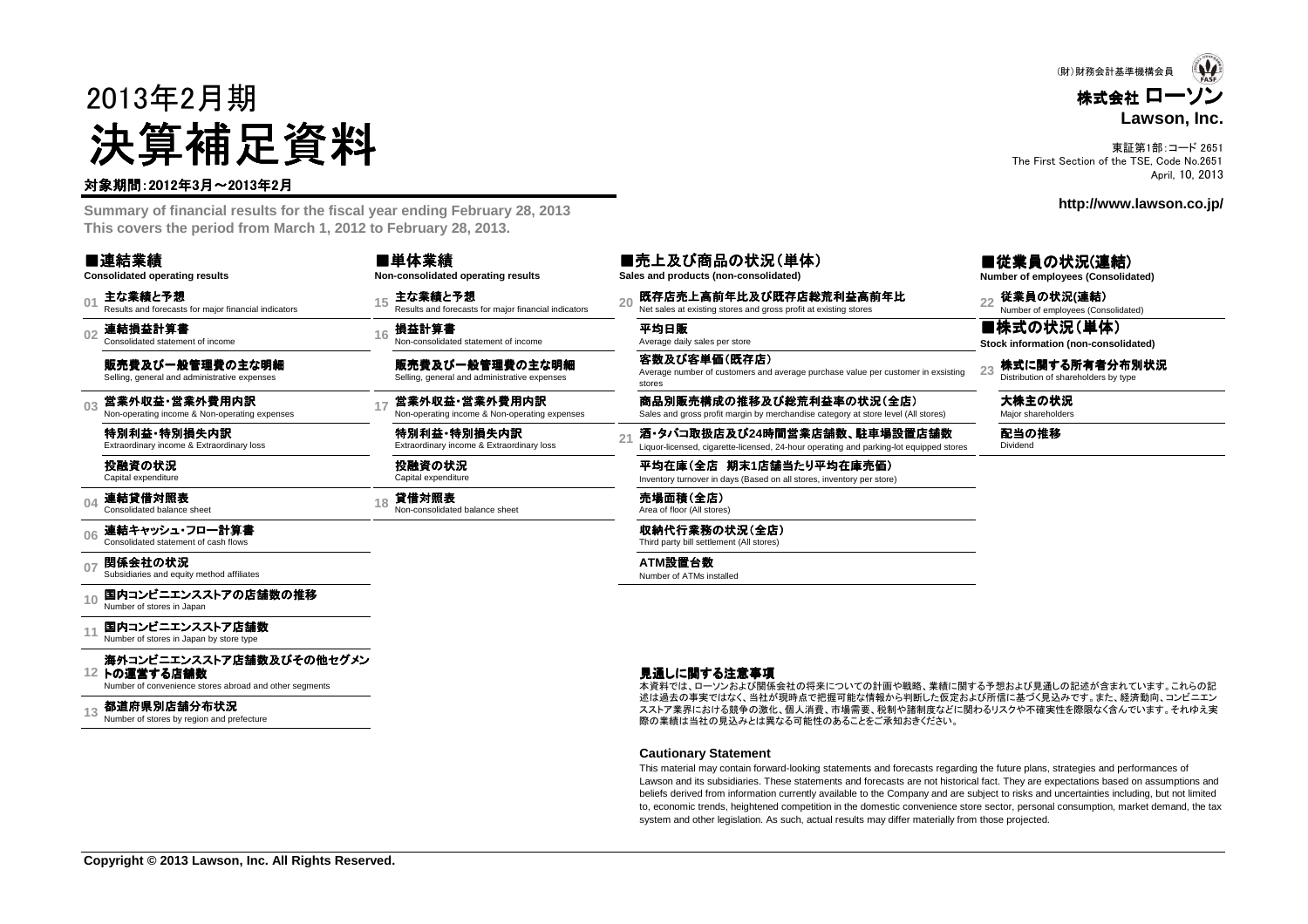(財)財務会計基準機構会員

**株式会社 ローソン**
**Lawson, Inc.**

東証第1部:コード 2651
The First Section of the TSE, Code No.2651
April, 10, 2013

http://www.lawson.co.jp/

# 2013年2月期
# 決算補足資料

**対象期間:2012年3月～2013年2月**

**Summary of financial results for the fiscal year ending February 28, 2013**
**This covers the period from March 1, 2012 to February 28, 2013.**

## ■連結業績
**Consolidated operating results**

- 01 **主な業績と予想** Results and forecasts for major financial indicators
- 02 **連結損益計算書** Consolidated statement of income
  - **販売費及び一般管理費の主な明細** Selling, general and administrative expenses
- 03 **営業外収益・営業外費用内訳** Non-operating income & Non-operating expenses
  - **特別利益・特別損失内訳** Extraordinary income & Extraordinary loss
  - **投融資の状況** Capital expenditure
- 04 **連結貸借対照表** Consolidated balance sheet
- 06 **連結キャッシュ・フロー計算書** Consolidated statement of cash flows
- 07 **関係会社の状況** Subsidiaries and equity method affiliates
- 10 **国内コンビニエンスストアの店舗数の推移** Number of stores in Japan
- 11 **国内コンビニエンスストア店舗数** Number of stores in Japan by store type
- 12 **海外コンビニエンスストア店舗数及びその他セグメントの運営する店舗数** Number of convenience stores abroad and other segments
- 13 **都道府県別店舗分布状況** Number of stores by region and prefecture

## ■単体業績
**Non-consolidated operating results**

- 15 **主な業績と予想** Results and forecasts for major financial indicators
- 16 **損益計算書** Non-consolidated statement of income
  - **販売費及び一般管理費の主な明細** Selling, general and administrative expenses
- 17 **営業外収益・営業外費用内訳** Non-operating income & Non-operating expenses
  - **特別利益・特別損失内訳** Extraordinary income & Extraordinary loss
  - **投融資の状況** Capital expenditure
- 18 **貸借対照表** Non-consolidated balance sheet

## ■売上及び商品の状況(単体)
**Sales and products (non-consolidated)**

- 20 **既存店売上高前年比及び既存店総荒利益高前年比** Net sales at existing stores and gross profit at existing stores
  - **平均日販** Average daily sales per store
  - **客数及び客単価(既存店)** Average number of customers and average purchase value per customer in exsisting stores
  - **商品別販売構成の推移及び総荒利益率の状況(全店)** Sales and gross profit margin by merchandise category at store level (All stores)
- 21 **酒・タバコ取扱店及び24時間営業店舗数、駐車場設置店舗数** Liquor-licensed, cigarette-licensed, 24-hour operating and parking-lot equipped stores
  - **平均在庫(全店 期末1店舗当たり平均在庫売価)** Inventory turnover in days (Based on all stores, inventory per store)
  - **売場面積(全店)** Area of floor (All stores)
  - **収納代行業務の状況(全店)** Third party bill settlement (All stores)
  - **ATM設置台数** Number of ATMs installed

## ■従業員の状況(連結)
**Number of employees (Consolidated)**

- 22 **従業員の状況(連結)** Number of employees (Consolidated)

## ■株式の状況(単体)
**Stock information (non-consolidated)**

- 23 **株式に関する所有者分布別状況** Distribution of shareholders by type
  - **大株主の状況** Major shareholders
  - **配当の推移** Dividend

### 見通しに関する注意事項

本資料では、ローソンおよび関係会社の将来についての計画や戦略、業績に関する予想および見通しの記述が含まれています。これらの記述は過去の事実ではなく、当社が現時点で把握可能な情報から判断した仮定および所信に基づく見込みです。また、経済動向、コンビニエンスストア業界における競争の激化、個人消費、市場需要、税制や諸制度などに関わるリスクや不確実性を際限なく含んでいます。それゆえ実際の業績は当社の見込みとは異なる可能性のあることをご承知おきください。

### Cautionary Statement

This material may contain forward-looking statements and forecasts regarding the future plans, strategies and performances of Lawson and its subsidiaries. These statements and forecasts are not historical fact. They are expectations based on assumptions and beliefs derived from information currently available to the Company and are subject to risks and uncertainties including, but not limited to, economic trends, heightened competition in the domestic convenience store sector, personal consumption, market demand, the tax system and other legislation. As such, actual results may differ materially from those projected.

**Copyright © 2013 Lawson, Inc. All Rights Reserved.**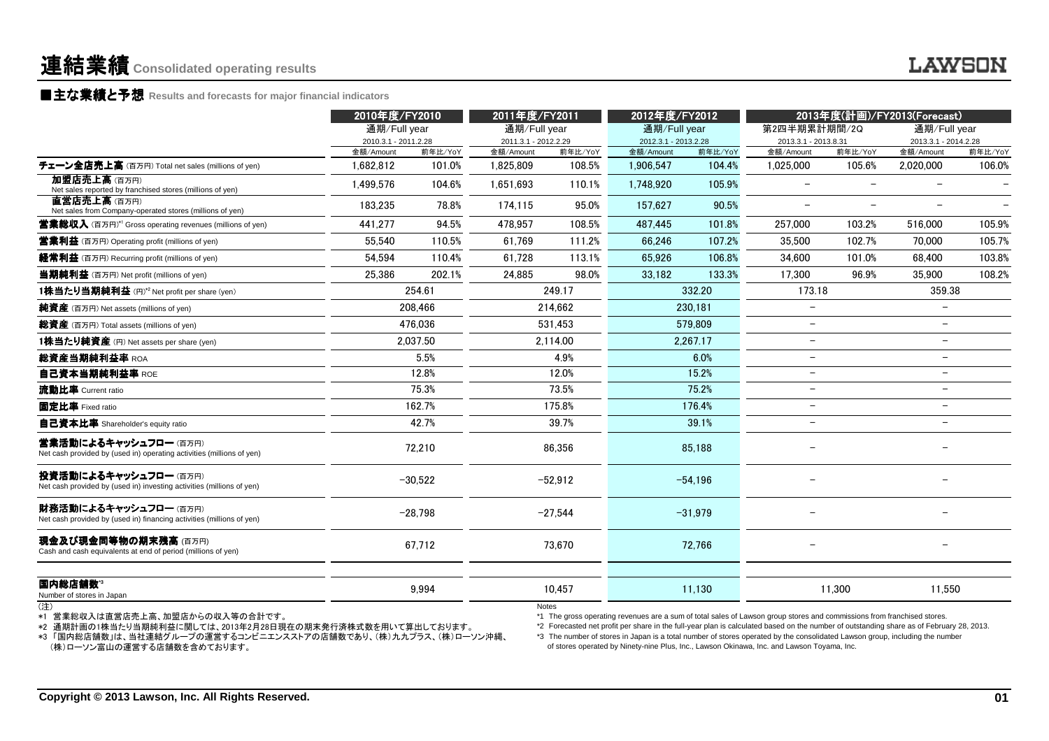# 連結業績 Consolidated operating results

## ■主な業績と予想 Results and forecasts for major financial indicators

| | 2010年度/FY2010 | | 2011年度/FY2011 | | 2012年度/FY2012 | | 2013年度(計画)/FY2013(Forecast) | | | |
|---|---|---|---|---|---|---|---|---|---|---|
| | 通期/Full year | | 通期/Full year | | 通期/Full year | | 第2四半期累計期間/2Q | | 通期/Full year | |
| | 2010.3.1 - 2011.2.28 | | 2011.3.1 - 2012.2.29 | | 2012.3.1 - 2013.2.28 | | 2013.3.1 - 2013.8.31 | | 2013.3.1 - 2014.2.28 | |
| | 金額/Amount | 前年比/YoY | 金額/Amount | 前年比/YoY | 金額/Amount | 前年比/YoY | 金額/Amount | 前年比/YoY | 金額/Amount | 前年比/YoY |
| **チェーン全店売上高** (百万円) Total net sales (millions of yen) | 1,682,812 | 101.0% | 1,825,809 | 108.5% | 1,906,547 | 104.4% | 1,025,000 | 105.6% | 2,020,000 | 106.0% |
| **加盟店売上高** (百万円) Net sales reported by franchised stores (millions of yen) | 1,499,576 | 104.6% | 1,651,693 | 110.1% | 1,748,920 | 105.9% | – | – | – | – |
| **直営店売上高** (百万円) Net sales from Company-operated stores (millions of yen) | 183,235 | 78.8% | 174,115 | 95.0% | 157,627 | 90.5% | – | – | – | – |
| **営業総収入** (百万円)*1 Gross operating revenues (millions of yen) | 441,277 | 94.5% | 478,957 | 108.5% | 487,445 | 101.8% | 257,000 | 103.2% | 516,000 | 105.9% |
| **営業利益** (百万円) Operating profit (millions of yen) | 55,540 | 110.5% | 61,769 | 111.2% | 66,246 | 107.2% | 35,500 | 102.7% | 70,000 | 105.7% |
| **経常利益** (百万円) Recurring profit (millions of yen) | 54,594 | 110.4% | 61,728 | 113.1% | 65,926 | 106.8% | 34,600 | 101.0% | 68,400 | 103.8% |
| **当期純利益** (百万円) Net profit (millions of yen) | 25,386 | 202.1% | 24,885 | 98.0% | 33,182 | 133.3% | 17,300 | 96.9% | 35,900 | 108.2% |
| **1株当たり当期純利益** (円)*2 Net profit per share (yen) | 254.61 | | 249.17 | | 332.20 | | 173.18 | | 359.38 | |
| **純資産** (百万円) Net assets (millions of yen) | 208,466 | | 214,662 | | 230,181 | | – | | – | |
| **総資産** (百万円) Total assets (millions of yen) | 476,036 | | 531,453 | | 579,809 | | – | | – | |
| **1株当たり純資産** (円) Net assets per share (yen) | 2,037.50 | | 2,114.00 | | 2,267.17 | | – | | – | |
| **総資産当期純利益率** ROA | 5.5% | | 4.9% | | 6.0% | | – | | – | |
| **自己資本当期純利益率** ROE | 12.8% | | 12.0% | | 15.2% | | – | | – | |
| **流動比率** Current ratio | 75.3% | | 73.5% | | 75.2% | | – | | – | |
| **固定比率** Fixed ratio | 162.7% | | 175.8% | | 176.4% | | – | | – | |
| **自己資本比率** Shareholder's equity ratio | 42.7% | | 39.7% | | 39.1% | | – | | – | |
| **営業活動によるキャッシュフロー** (百万円) Net cash provided by (used in) operating activities (millions of yen) | 72,210 | | 86,356 | | 85,188 | | – | | – | |
| **投資活動によるキャッシュフロー** (百万円) Net cash provided by (used in) investing activities (millions of yen) | −30,522 | | −52,912 | | −54,196 | | – | | – | |
| **財務活動によるキャッシュフロー** (百万円) Net cash provided by (used in) financing activities (millions of yen) | −28,798 | | −27,544 | | −31,979 | | – | | – | |
| **現金及び現金同等物の期末残高** (百万円) Cash and cash equivalents at end of period (millions of yen) | 67,712 | | 73,670 | | 72,766 | | – | | – | |
| **国内総店舗数**\*3 Number of stores in Japan | 9,994 | | 10,457 | | 11,130 | | 11,300 | | 11,550 | |

(注)
*1 営業総収入は直営店売上高、加盟店からの収入等の合計です。
*2 通期計画の1株当たり当期純利益に関しては、2013年2月28日現在の期末発行済株式数を用いて算出しております。
*3 「国内総店舗数」は、当社連結グループの運営するコンビニエンスストアの店舗数であり、(株)九九プラス、(株)ローソン沖縄、(株)ローソン富山の運営する店舗数を含めております。

Notes
*1 The gross operating revenues are a sum of total sales of Lawson group stores and commissions from franchised stores.
*2 Forecasted net profit per share in the full-year plan is calculated based on the number of outstanding share as of February 28, 2013.
*3 The number of stores in Japan is a total number of stores operated by the consolidated Lawson group, including the number of stores operated by Ninety-nine Plus, Inc., Lawson Okinawa, Inc. and Lawson Toyama, Inc.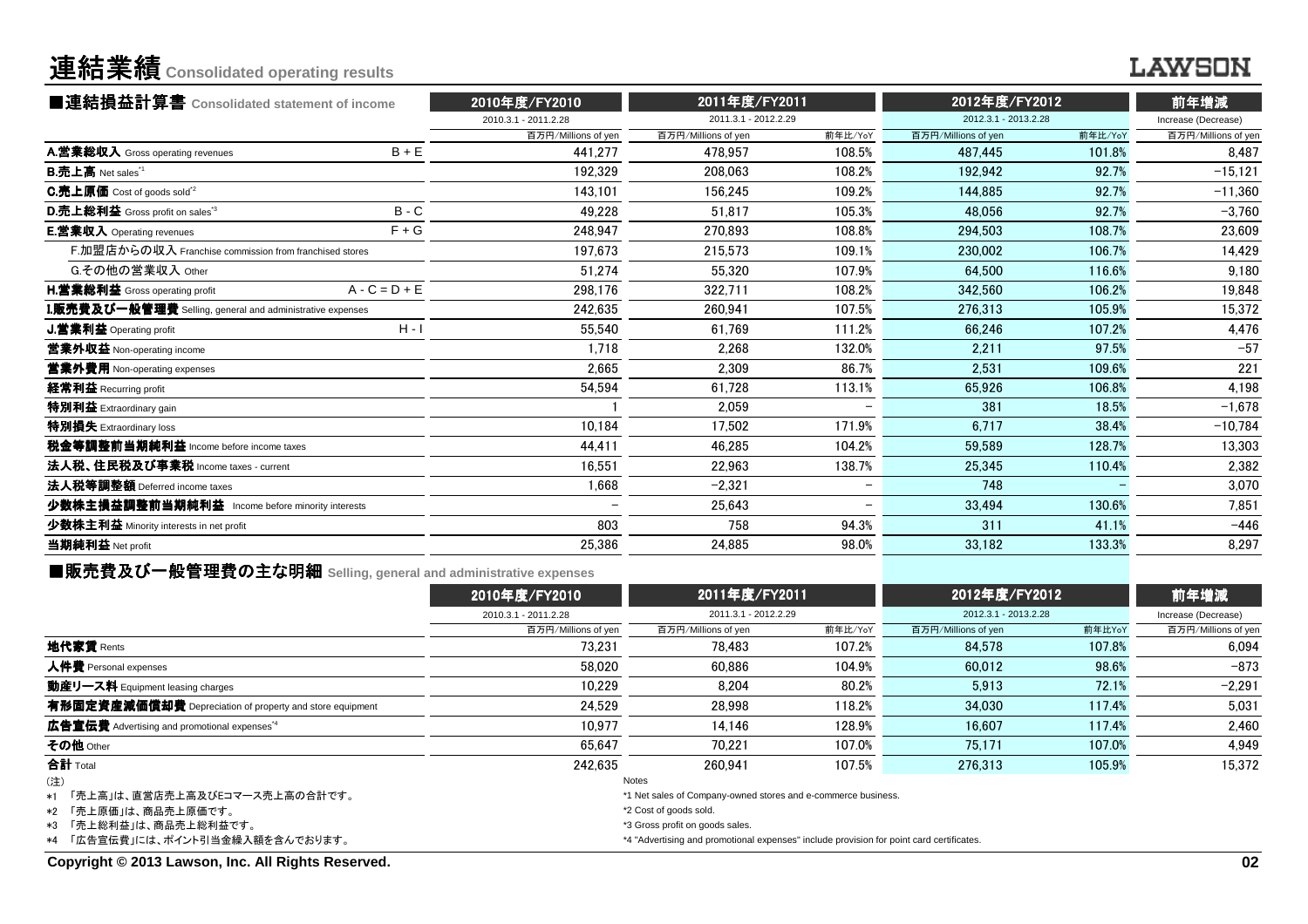# 連結業績 Consolidated operating results

## ■連結損益計算書 Consolidated statement of income

| | | 2010年度/FY2010 | 2011年度/FY2011 | | 2012年度/FY2012 | | 前年増減 |
|---|---|---|---|---|---|---|---|
| | | 2010.3.1 - 2011.2.28 | 2011.3.1 - 2012.2.29 | | 2012.3.1 - 2013.2.28 | | Increase (Decrease) |
| | | 百万円/Millions of yen | 百万円/Millions of yen | 前年比/YoY | 百万円/Millions of yen | 前年比/YoY | 百万円/Millions of yen |
| **A.営業総収入** Gross operating revenues | B + E | 441,277 | 478,957 | 108.5% | 487,445 | 101.8% | 8,487 |
| **B.売上高** Net sales[*1] | | 192,329 | 208,063 | 108.2% | 192,942 | 92.7% | −15,121 |
| **C.売上原価** Cost of goods sold[*2] | | 143,101 | 156,245 | 109.2% | 144,885 | 92.7% | −11,360 |
| **D.売上総利益** Gross profit on sales[*3] | B - C | 49,228 | 51,817 | 105.3% | 48,056 | 92.7% | −3,760 |
| **E.営業収入** Operating revenues | F + G | 248,947 | 270,893 | 108.8% | 294,503 | 108.7% | 23,609 |
| F.加盟店からの収入 Franchise commission from franchised stores | | 197,673 | 215,573 | 109.1% | 230,002 | 106.7% | 14,429 |
| G.その他の営業収入 Other | | 51,274 | 55,320 | 107.9% | 64,500 | 116.6% | 9,180 |
| **H.営業総利益** Gross operating profit | A - C = D + E | 298,176 | 322,711 | 108.2% | 342,560 | 106.2% | 19,848 |
| **I.販売費及び一般管理費** Selling, general and administrative expenses | | 242,635 | 260,941 | 107.5% | 276,313 | 105.9% | 15,372 |
| **J.営業利益** Operating profit | H - I | 55,540 | 61,769 | 111.2% | 66,246 | 107.2% | 4,476 |
| **営業外収益** Non-operating income | | 1,718 | 2,268 | 132.0% | 2,211 | 97.5% | −57 |
| **営業外費用** Non-operating expenses | | 2,665 | 2,309 | 86.7% | 2,531 | 109.6% | 221 |
| **経常利益** Recurring profit | | 54,594 | 61,728 | 113.1% | 65,926 | 106.8% | 4,198 |
| **特別利益** Extraordinary gain | | 1 | 2,059 | − | 381 | 18.5% | −1,678 |
| **特別損失** Extraordinary loss | | 10,184 | 17,502 | 171.9% | 6,717 | 38.4% | −10,784 |
| **税金等調整前当期純利益** Income before income taxes | | 44,411 | 46,285 | 104.2% | 59,589 | 128.7% | 13,303 |
| **法人税、住民税及び事業税** Income taxes - current | | 16,551 | 22,963 | 138.7% | 25,345 | 110.4% | 2,382 |
| **法人税等調整額** Deferred income taxes | | 1,668 | −2,321 | − | 748 | − | 3,070 |
| **少数株主損益調整前当期純利益** Income before minority interests | | − | 25,643 | − | 33,494 | 130.6% | 7,851 |
| **少数株主利益** Minority interests in net profit | | 803 | 758 | 94.3% | 311 | 41.1% | −446 |
| **当期純利益** Net profit | | 25,386 | 24,885 | 98.0% | 33,182 | 133.3% | 8,297 |

## ■販売費及び一般管理費の主な明細 Selling, general and administrative expenses

| | 2010年度/FY2010 | 2011年度/FY2011 | | 2012年度/FY2012 | | 前年増減 |
|---|---|---|---|---|---|---|
| | 2010.3.1 - 2011.2.28 | 2011.3.1 - 2012.2.29 | | 2012.3.1 - 2013.2.28 | | Increase (Decrease) |
| | 百万円/Millions of yen | 百万円/Millions of yen | 前年比/YoY | 百万円/Millions of yen | 前年比YoY | 百万円/Millions of yen |
| **地代家賃** Rents | 73,231 | 78,483 | 107.2% | 84,578 | 107.8% | 6,094 |
| **人件費** Personal expenses | 58,020 | 60,886 | 104.9% | 60,012 | 98.6% | −873 |
| **動産リース料** Equipment leasing charges | 10,229 | 8,204 | 80.2% | 5,913 | 72.1% | −2,291 |
| **有形固定資産減価償却費** Depreciation of property and store equipment | 24,529 | 28,998 | 118.2% | 34,030 | 117.4% | 5,031 |
| **広告宣伝費** Advertising and promotional expenses[*4] | 10,977 | 14,146 | 128.9% | 16,607 | 117.4% | 2,460 |
| **その他** Other | 65,647 | 70,221 | 107.0% | 75,171 | 107.0% | 4,949 |
| **合計** Total | 242,635 | 260,941 | 107.5% | 276,313 | 105.9% | 15,372 |

(注)
*1 「売上高」は、直営店売上高及びEコマース売上高の合計です。
*2 「売上原価」は、商品売上原価です。
*3 「売上総利益」は、商品売上総利益です。
*4 「広告宣伝費」には、ポイント引当金繰入額を含んでおります。

Notes
*1 Net sales of Company-owned stores and e-commerce business.
*2 Cost of goods sold.
*3 Gross profit on goods sales.
*4 "Advertising and promotional expenses" include provision for point card certificates.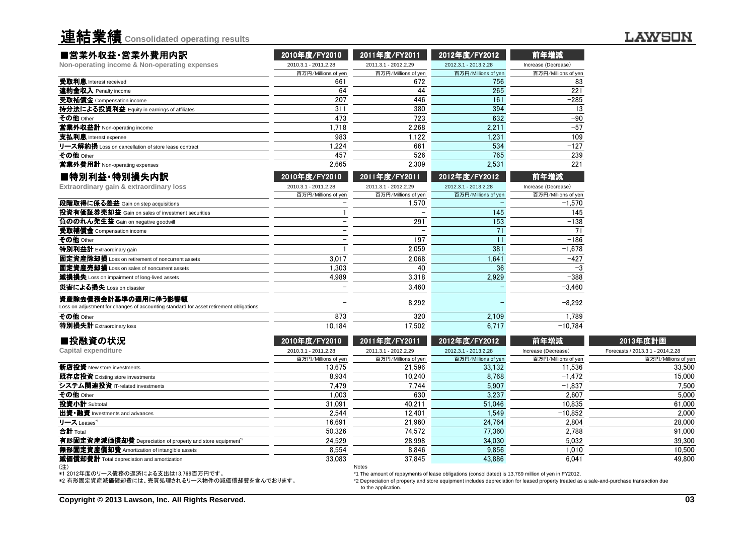# 連結業績 Consolidated operating results

## ■営業外収益・営業外費用内訳
**Non-operating income & Non-operating expenses**

| | 2010年度/FY2010 | 2011年度/FY2011 | 2012年度/FY2012 | 前年増減 |
|---|---|---|---|---|
| | 2010.3.1 - 2011.2.28 | 2011.3.1 - 2012.2.29 | 2012.3.1 - 2013.2.28 | Increase (Decrease) |
| | 百万円/Millions of yen | 百万円/Millions of yen | 百万円/Millions of yen | 百万円/Millions of yen |
| **受取利息** Interest received | 661 | 672 | 756 | 83 |
| **違約金収入** Penalty income | 64 | 44 | 265 | 221 |
| **受取補償金** Compensation income | 207 | 446 | 161 | −285 |
| **持分法による投資利益** Equity in earnings of affiliates | 311 | 380 | 394 | 13 |
| **その他** Other | 473 | 723 | 632 | −90 |
| **営業外収益計** Non-operating income | 1,718 | 2,268 | 2,211 | −57 |
| **支払利息** Interest expense | 983 | 1,122 | 1,231 | 109 |
| **リース解約損** Loss on cancellation of store lease contract | 1,224 | 661 | 534 | −127 |
| **その他** Other | 457 | 526 | 765 | 239 |
| **営業外費用計** Non-operating expenses | 2,665 | 2,309 | 2,531 | 221 |

## ■特別利益・特別損失内訳
**Extraordinary gain & extraordinary loss**

| | 2010年度/FY2010 | 2011年度/FY2011 | 2012年度/FY2012 | 前年増減 |
|---|---|---|---|---|
| | 2010.3.1 - 2011.2.28 | 2011.3.1 - 2012.2.29 | 2012.3.1 - 2013.2.28 | Increase (Decrease) |
| | 百万円/Millions of yen | 百万円/Millions of yen | 百万円/Millions of yen | 百万円/Millions of yen |
| **段階取得に係る差益** Gain on step acquisitions | − | 1,570 | − | −1,570 |
| **投資有価証券売却益** Gain on sales of investment securities | 1 | − | 145 | 145 |
| **負ののれん発生益** Gain on negative goodwill | − | 291 | 153 | −138 |
| **受取補償金** Compensation income | − | − | 71 | 71 |
| **その他** Other | − | 197 | 11 | −186 |
| **特別利益計** Extraordinary gain | 1 | 2,059 | 381 | −1,678 |
| **固定資産除却損** Loss on retirement of noncurrent assets | 3,017 | 2,068 | 1,641 | −427 |
| **固定資産売却損** Loss on sales of noncurrent assets | 1,303 | 40 | 36 | −3 |
| **減損損失** Loss on impairment of long-lived assets | 4,989 | 3,318 | 2,929 | −388 |
| **災害による損失** Loss on disaster | − | 3,460 | − | −3,460 |
| **資産除去債務会計基準の適用に伴う影響額** Loss on adjustment for changes of accounting standard for asset retirement obligations | − | 8,292 | − | −8,292 |
| **その他** Other | 873 | 320 | 2,109 | 1,789 |
| **特別損失計** Extraordinary loss | 10,184 | 17,502 | 6,717 | −10,784 |

## ■投融資の状況
**Capital expenditure**

| | 2010年度/FY2010 | 2011年度/FY2011 | 2012年度/FY2012 | 前年増減 | 2013年度計画 |
|---|---|---|---|---|---|
| | 2010.3.1 - 2011.2.28 | 2011.3.1 - 2012.2.29 | 2012.3.1 - 2013.2.28 | Increase (Decrease) | Forecasts / 2013.3.1 - 2014.2.28 |
| | 百万円/Millions of yen | 百万円/Millions of yen | 百万円/Millions of yen | 百万円/Millions of yen | 百万円/Millions of yen |
| **新店投資** New store investments | 13,675 | 21,596 | 33,132 | 11,536 | 33,500 |
| **既存店投資** Existing store investments | 8,934 | 10,240 | 8,768 | −1,472 | 15,000 |
| **システム関連投資** IT-related investments | 7,479 | 7,744 | 5,907 | −1,837 | 7,500 |
| **その他** Other | 1,003 | 630 | 3,237 | 2,607 | 5,000 |
| **投資小計** Subtotal | 31,091 | 40,211 | 51,046 | 10,835 | 61,000 |
| **出資・融資** Investments and advances | 2,544 | 12,401 | 1,549 | −10,852 | 2,000 |
| **リース** Leases*1 | 16,691 | 21,960 | 24,764 | 2,804 | 28,000 |
| **合計** Total | 50,326 | 74,572 | 77,360 | 2,788 | 91,000 |
| **有形固定資産減価償却費** Depreciation of property and store equipment*2 | 24,529 | 28,998 | 34,030 | 5,032 | 39,300 |
| **無形固定資産償却費** Amortization of intangible assets | 8,554 | 8,846 | 9,856 | 1,010 | 10,500 |
| **減価償却費計** Total depreciation and amortization | 33,083 | 37,845 | 43,886 | 6,041 | 49,800 |

(注)
*1 2012年度のリース債務の返済による支出は13,769百万円です。
*2 有形固定資産減価償却費には、売買処理されるリース物件の減価償却費を含んでおります。

Notes
*1 The amount of repayments of lease obligations (consolidated) is 13,769 million of yen in FY2012.
*2 Depreciation of property and store equipment includes depreciation for leased property treated as a sale-and-purchase transaction due to the application.

Copyright © 2013 Lawson, Inc. All Rights Reserved.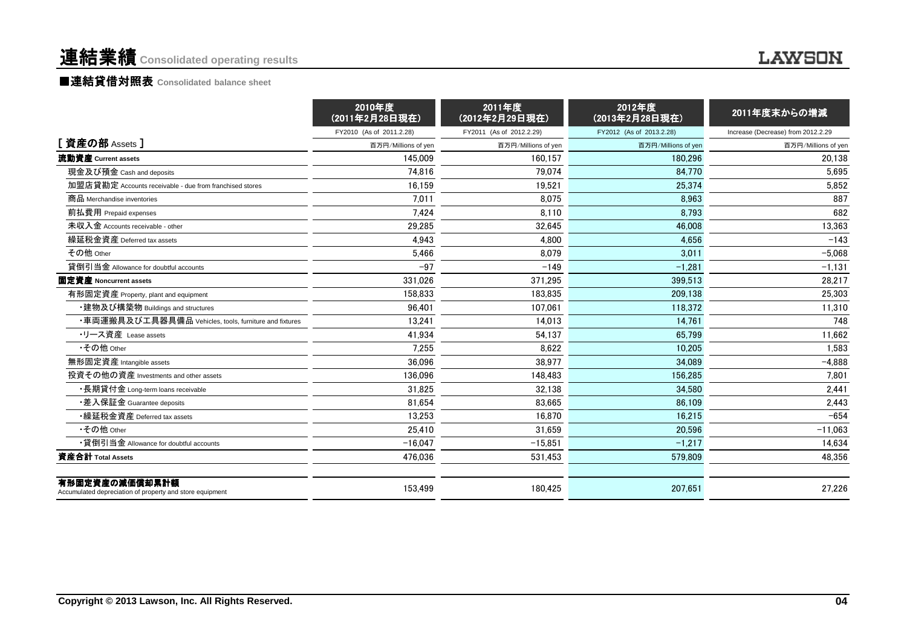# 連結業績 Consolidated operating results

## ■連結貸借対照表 Consolidated balance sheet

| | 2010年度（2011年2月28日現在） | 2011年度（2012年2月29日現在） | 2012年度（2013年2月28日現在） | 2011年度末からの増減 |
|---|---|---|---|---|
| | FY2010 (As of 2011.2.28) | FY2011 (As of 2012.2.29) | FY2012 (As of 2013.2.28) | Increase (Decrease) from 2012.2.29 |
| **[ 資産の部 Assets ]** | 百万円/Millions of yen | 百万円/Millions of yen | 百万円/Millions of yen | 百万円/Millions of yen |
| **流動資産 Current assets** | 145,009 | 160,157 | 180,296 | 20,138 |
| 現金及び預金 Cash and deposits | 74,816 | 79,074 | 84,770 | 5,695 |
| 加盟店貸勘定 Accounts receivable - due from franchised stores | 16,159 | 19,521 | 25,374 | 5,852 |
| 商品 Merchandise inventories | 7,011 | 8,075 | 8,963 | 887 |
| 前払費用 Prepaid expenses | 7,424 | 8,110 | 8,793 | 682 |
| 未収入金 Accounts receivable - other | 29,285 | 32,645 | 46,008 | 13,363 |
| 繰延税金資産 Deferred tax assets | 4,943 | 4,800 | 4,656 | −143 |
| その他 Other | 5,466 | 8,079 | 3,011 | −5,068 |
| 貸倒引当金 Allowance for doubtful accounts | −97 | −149 | −1,281 | −1,131 |
| **固定資産 Noncurrent assets** | 331,026 | 371,295 | 399,513 | 28,217 |
| 有形固定資産 Property, plant and equipment | 158,833 | 183,835 | 209,138 | 25,303 |
| ・建物及び構築物 Buildings and structures | 96,401 | 107,061 | 118,372 | 11,310 |
| ・車両運搬具及び工具器具備品 Vehicles, tools, furniture and fixtures | 13,241 | 14,013 | 14,761 | 748 |
| ・リース資産 Lease assets | 41,934 | 54,137 | 65,799 | 11,662 |
| ・その他 Other | 7,255 | 8,622 | 10,205 | 1,583 |
| 無形固定資産 Intangible assets | 36,096 | 38,977 | 34,089 | −4,888 |
| 投資その他の資産 Investments and other assets | 136,096 | 148,483 | 156,285 | 7,801 |
| ・長期貸付金 Long-term loans receivable | 31,825 | 32,138 | 34,580 | 2,441 |
| ・差入保証金 Guarantee deposits | 81,654 | 83,665 | 86,109 | 2,443 |
| ・繰延税金資産 Deferred tax assets | 13,253 | 16,870 | 16,215 | −654 |
| ・その他 Other | 25,410 | 31,659 | 20,596 | −11,063 |
| ・貸倒引当金 Allowance for doubtful accounts | −16,047 | −15,851 | −1,217 | 14,634 |
| **資産合計 Total Assets** | 476,036 | 531,453 | 579,809 | 48,356 |
| **有形固定資産の減価償却累計額** Accumulated depreciation of property and store equipment | 153,499 | 180,425 | 207,651 | 27,226 |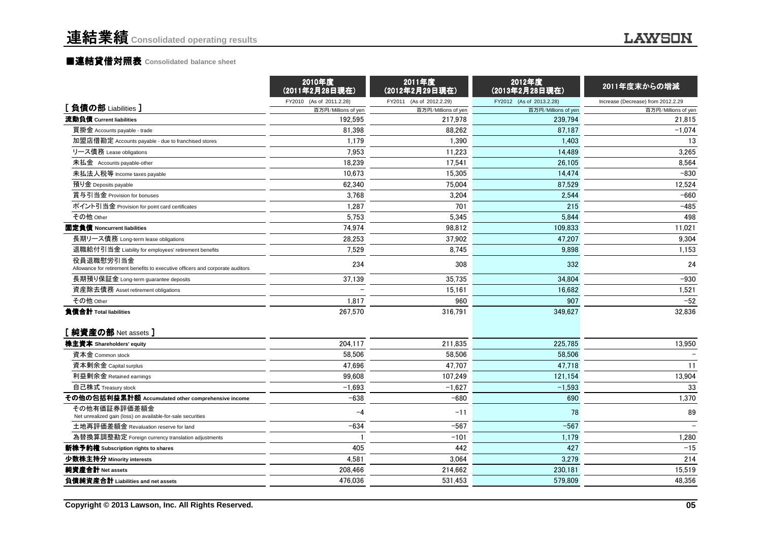# 連結業績 Consolidated operating results

## ■連結貸借対照表 Consolidated balance sheet

| | 2010年度 (2011年2月28日現在) | 2011年度 (2012年2月29日現在) | 2012年度 (2013年2月28日現在) | 2011年度末からの増減 |
|---|---|---|---|---|
| | FY2010 (As of 2011.2.28) | FY2011 (As of 2012.2.29) | FY2012 (As of 2013.2.28) | Increase (Decrease) from 2012.2.29 |
| **[ 負債の部 Liabilities ]** | 百万円/Millions of yen | 百万円/Millions of yen | 百万円/Millions of yen | 百万円/Millions of yen |
| **流動負債 Current liabilities** | 192,595 | 217,978 | 239,794 | 21,815 |
| 買掛金 Accounts payable - trade | 81,398 | 88,262 | 87,187 | −1,074 |
| 加盟店借勘定 Accounts payable - due to franchised stores | 1,179 | 1,390 | 1,403 | 13 |
| リース債務 Lease obligations | 7,953 | 11,223 | 14,489 | 3,265 |
| 未払金 Accounts payable-other | 18,239 | 17,541 | 26,105 | 8,564 |
| 未払法人税等 Income taxes payable | 10,673 | 15,305 | 14,474 | −830 |
| 預り金 Deposits payable | 62,340 | 75,004 | 87,529 | 12,524 |
| 賞与引当金 Provision for bonuses | 3,768 | 3,204 | 2,544 | −660 |
| ポイント引当金 Provision for point card certificates | 1,287 | 701 | 215 | −485 |
| その他 Other | 5,753 | 5,345 | 5,844 | 498 |
| **固定負債 Noncurrent liabilities** | 74,974 | 98,812 | 109,833 | 11,021 |
| 長期リース債務 Long-term lease obligations | 28,253 | 37,902 | 47,207 | 9,304 |
| 退職給付引当金 Liability for employees' retirement benefits | 7,529 | 8,745 | 9,898 | 1,153 |
| 役員退職慰労引当金 Allowance for retirement benefits to executive officers and corporate auditors | 234 | 308 | 332 | 24 |
| 長期預り保証金 Long-term guarantee deposits | 37,139 | 35,735 | 34,804 | −930 |
| 資産除去債務 Asset retirement obligations | − | 15,161 | 16,682 | 1,521 |
| その他 Other | 1,817 | 960 | 907 | −52 |
| **負債合計 Total liabilities** | 267,570 | 316,791 | 349,627 | 32,836 |
| **[ 純資産の部 Net assets ]** | | | | |
| **株主資本 Shareholders' equity** | 204,117 | 211,835 | 225,785 | 13,950 |
| 資本金 Common stock | 58,506 | 58,506 | 58,506 | − |
| 資本剰余金 Capital surplus | 47,696 | 47,707 | 47,718 | 11 |
| 利益剰余金 Retained earnings | 99,608 | 107,249 | 121,154 | 13,904 |
| 自己株式 Treasury stock | −1,693 | −1,627 | −1,593 | 33 |
| **その他の包括利益累計額 Accumulated other comprehensive income** | −638 | −680 | 690 | 1,370 |
| その他有価証券評価差額金 Net unrealized gain (loss) on available-for-sale securities | −4 | −11 | 78 | 89 |
| 土地再評価差額金 Revaluation reserve for land | −634 | −567 | −567 | − |
| 為替換算調整勘定 Foreign currency translation adjustments | 1 | −101 | 1,179 | 1,280 |
| **新株予約権 Subscription rights to shares** | 405 | 442 | 427 | −15 |
| **少数株主持分 Minority interests** | 4,581 | 3,064 | 3,279 | 214 |
| **純資産合計 Net assets** | 208,466 | 214,662 | 230,181 | 15,519 |
| **負債純資産合計 Liabilities and net assets** | 476,036 | 531,453 | 579,809 | 48,356 |

Copyright © 2013 Lawson, Inc. All Rights Reserved.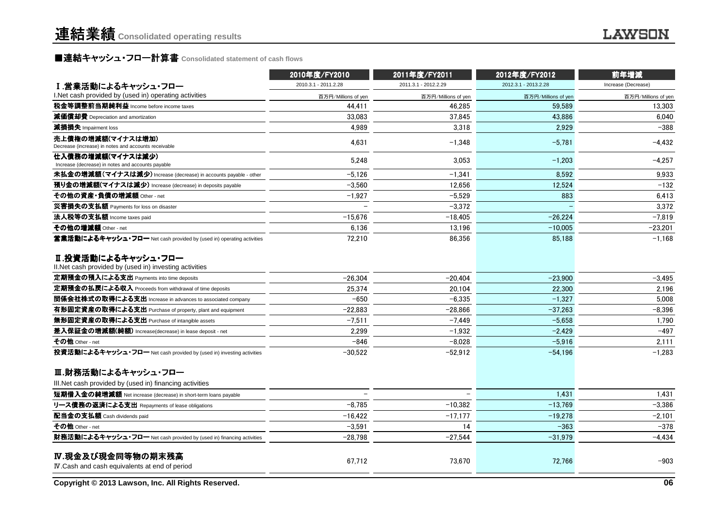# 連結業績 Consolidated operating results

## ■連結キャッシュ・フロー計算書 Consolidated statement of cash flows

| | 2010年度/FY2010 | 2011年度/FY2011 | 2012年度/FY2012 | 前年増減 |
|---|---|---|---|---|
| | 2010.3.1 - 2011.2.28 | 2011.3.1 - 2012.2.29 | 2012.3.1 - 2013.2.28 | Increase (Decrease) |
| **Ⅰ.営業活動によるキャッシュ・フロー** I.Net cash provided by (used in) operating activities | 百万円/Millions of yen | 百万円/Millions of yen | 百万円/Millions of yen | 百万円/Millions of yen |
| **税金等調整前当期純利益** Income before income taxes | 44,411 | 46,285 | 59,589 | 13,303 |
| **減価償却費** Depreciation and amortization | 33,083 | 37,845 | 43,886 | 6,040 |
| **減損損失** Impairment loss | 4,989 | 3,318 | 2,929 | −388 |
| **売上債権の増減額(マイナスは増加)** Decrease (increase) in notes and accounts receivable | 4,631 | −1,348 | −5,781 | −4,432 |
| **仕入債務の増減額(マイナスは減少)** Increase (decrease) in notes and accounts payable | 5,248 | 3,053 | −1,203 | −4,257 |
| **未払金の増減額(マイナスは減少)** Increase (decrease) in accounts payable - other | −5,126 | −1,341 | 8,592 | 9,933 |
| **預り金の増減額(マイナスは減少)** Increase (decrease) in deposits payable | −3,560 | 12,656 | 12,524 | −132 |
| **その他の資産・負債の増減額** Other - net | −1,927 | −5,529 | 883 | 6,413 |
| **災害損失の支払額** Payments for loss on disaster | − | −3,372 | − | 3,372 |
| **法人税等の支払額** Income taxes paid | −15,676 | −18,405 | −26,224 | −7,819 |
| **その他の増減額** Other - net | 6,136 | 13,196 | −10,005 | −23,201 |
| **営業活動によるキャッシュ・フロー** Net cash provided by (used in) operating activities | 72,210 | 86,356 | 85,188 | −1,168 |
| **Ⅱ.投資活動によるキャッシュ・フロー** II.Net cash provided by (used in) investing activities | | | | |
| **定期預金の預入による支出** Payments into time deposits | −26,304 | −20,404 | −23,900 | −3,495 |
| **定期預金の払戻による収入** Proceeds from withdrawal of time deposits | 25,374 | 20,104 | 22,300 | 2,196 |
| **関係会社株式の取得による支出** Increase in advances to associated company | −650 | −6,335 | −1,327 | 5,008 |
| **有形固定資産の取得による支出** Purchase of property, plant and equipment | −22,883 | −28,866 | −37,263 | −8,396 |
| **無形固定資産の取得による支出** Purchase of intangible assets | −7,511 | −7,449 | −5,658 | 1,790 |
| **差入保証金の増減額(純額)** Increase(decrease) in lease deposit - net | 2,299 | −1,932 | −2,429 | −497 |
| **その他** Other - net | −846 | −8,028 | −5,916 | 2,111 |
| **投資活動によるキャッシュ・フロー** Net cash provided by (used in) investing activities | −30,522 | −52,912 | −54,196 | −1,283 |
| **Ⅲ.財務活動によるキャッシュ・フロー** III.Net cash provided by (used in) financing activities | | | | |
| **短期借入金の純増減額** Net increase (decrease) in short-term loans payable | − | − | 1,431 | 1,431 |
| **リース債務の返済による支出** Repayments of lease obligations | −8,785 | −10,382 | −13,769 | −3,386 |
| **配当金の支払額** Cash dividends paid | −16,422 | −17,177 | −19,278 | −2,101 |
| **その他** Other - net | −3,591 | 14 | −363 | −378 |
| **財務活動によるキャッシュ・フロー** Net cash provided by (used in) financing activities | −28,798 | −27,544 | −31,979 | −4,434 |
| **Ⅳ.現金及び現金同等物の期末残高** Ⅳ.Cash and cash equivalents at end of period | 67,712 | 73,670 | 72,766 | −903 |

Copyright © 2013 Lawson, Inc. All Rights Reserved.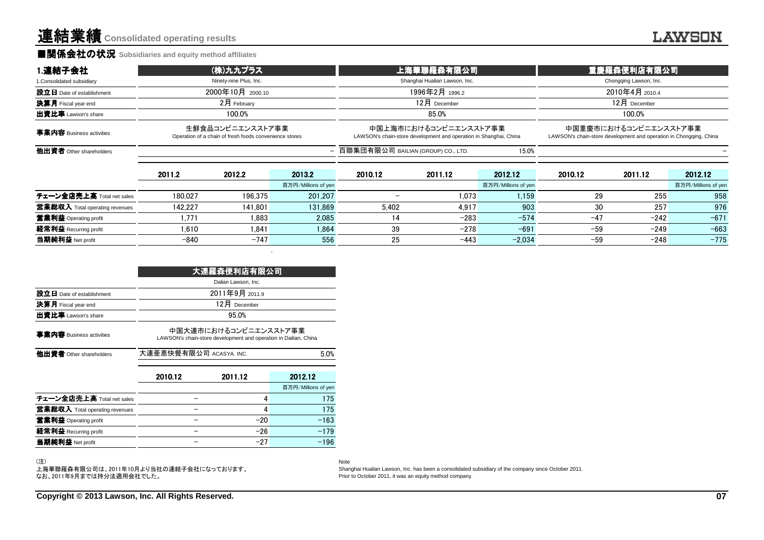# 連結業績 Consolidated operating results

## ■関係会社の状況 Subsidiaries and equity method affiliates

| 1.連結子会社<br>1.Consolidated subsidiary | (株)九九プラス<br>Ninety-nine Plus, Inc. | | | 上海華聯羅森有限公司<br>Shanghai Hualian Lawson, Inc. | | | 重慶羅森便利店有限公司<br>Chongqing Lawson, Inc. | | |
|---|---|---|---|---|---|---|---|---|---|
| 設立日 Date of establishment | 2000年10月 2000.10 | | | 1996年2月 1996.2 | | | 2010年4月 2010.4 | | |
| 決算月 Fiscal year end | 2月 February | | | 12月 December | | | 12月 December | | |
| 出資比率 Lawson's share | 100.0% | | | 85.0% | | | 100.0% | | |
| 事業内容 Business activities | 生鮮食品コンビニエンスストア事業<br>Operation of a chain of fresh foods convenience stores | | | 中国上海市におけるコンビニエンスストア事業<br>LAWSON's chain-store development and operation in Shanghai, China | | | 中国重慶市におけるコンビニエンスストア事業<br>LAWSON's chain-store development and operation in Chongqing, China | | |
| 他出資者 Other shareholders | | | − | 百聯集団有限公司 BAILIAN (GROUP) CO., LTD. | | 15.0% | | | − |
| | 2011.2 | 2012.2 | 2013.2 | 2010.12 | 2011.12 | 2012.12 | 2010.12 | 2011.12 | 2012.12 |
| | | | 百万円/Millions of yen | | | 百万円/Millions of yen | | | 百万円/Millions of yen |
| チェーン全店売上高 Total net sales | 180,027 | 196,375 | 201,207 | − | 1,073 | 1,159 | 29 | 255 | 958 |
| 営業総収入 Total operating revenues | 142,227 | 141,801 | 131,869 | 5,402 | 4,917 | 903 | 30 | 257 | 976 |
| 営業利益 Operating profit | 1,771 | 1,883 | 2,085 | 14 | −283 | −574 | −47 | −242 | −671 |
| 経常利益 Recurring profit | 1,610 | 1,841 | 1,864 | 39 | −278 | −691 | −59 | −249 | −663 |
| 当期純利益 Net profit | −840 | −747 | 556 | 25 | −443 | −2,034 | −59 | −248 | −775 |

| | 大連羅森便利店有限公司<br>Dalian Lawson, Inc. | | |
|---|---|---|---|
| 設立日 Date of establishment | 2011年9月 2011.9 | | |
| 決算月 Fiscal year end | 12月 December | | |
| 出資比率 Lawson's share | 95.0% | | |
| 事業内容 Business activities | 中国大連市におけるコンビニエンスストア事業<br>LAWSON's chain-store development and operation in Dailian, China | | |
| 他出資者 Other shareholders | 大連亜恵快餐有限公司 ACASYA. INC. | | 5.0% |
| | 2010.12 | 2011.12 | 2012.12 |
| | | | 百万円/Millions of yen |
| チェーン全店売上高 Total net sales | − | 4 | 175 |
| 営業総収入 Total operating revenues | − | 4 | 175 |
| 営業利益 Operating profit | − | −20 | −163 |
| 経常利益 Recurring profit | − | −26 | −179 |
| 当期純利益 Net profit | − | −27 | −196 |

(注)
上海華聯羅森有限公司は、2011年10月より当社の連結子会社になっております。
なお、2011年9月までは持分法適用会社でした。

Note
Shanghai Hualian Lawson, Inc. has been a consolidated subsidiary of the company since October 2011.
Prior to October 2011, it was an equity method company.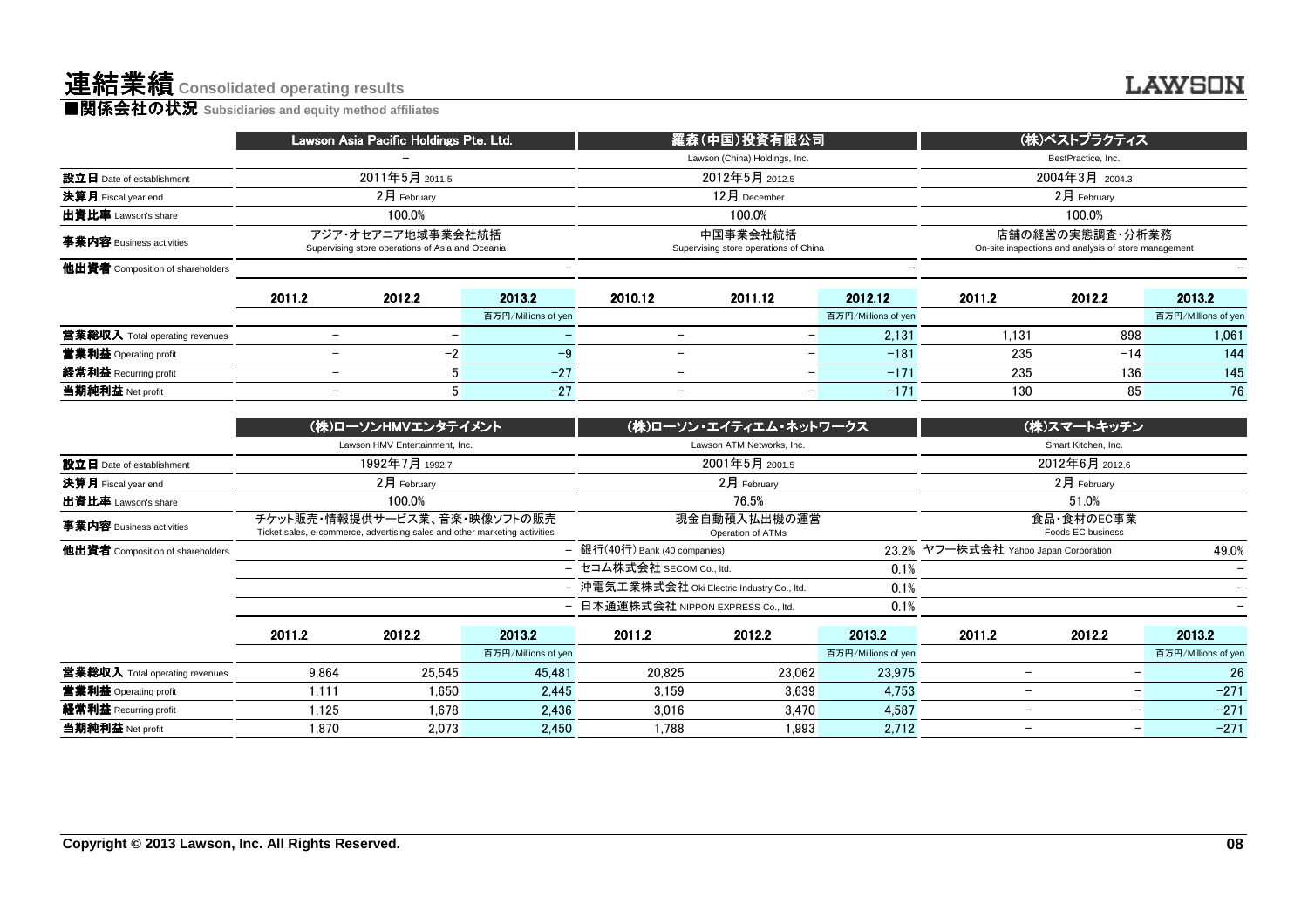# 連結業績 Consolidated operating results

## ■関係会社の状況 Subsidiaries and equity method affiliates

| | Lawson Asia Pacific Holdings Pte. Ltd. | | | 羅森(中国)投資有限公司 | | | (株)ベストプラクティス | | |
|---|---|---|---|---|---|---|---|---|---|
| | – | | | Lawson (China) Holdings, Inc. | | | BestPractice, Inc. | | |
| 設立日 Date of establishment | 2011年5月 2011.5 | | | 2012年5月 2012.5 | | | 2004年3月 2004.3 | | |
| 決算月 Fiscal year end | 2月 February | | | 12月 December | | | 2月 February | | |
| 出資比率 Lawson's share | 100.0% | | | 100.0% | | | 100.0% | | |
| 事業内容 Business activities | アジア・オセアニア地域事業会社統括 Supervising store operations of Asia and Oceania | | | 中国事業会社統括 Supervising store operations of China | | | 店舗の経営の実態調査・分析業務 On-site inspections and analysis of store management | | |
| 他出資者 Composition of shareholders | | | – | | | – | | | – |
| | 2011.2 | 2012.2 | 2013.2 | 2010.12 | 2011.12 | 2012.12 | 2011.2 | 2012.2 | 2013.2 |
| | | | 百万円/Millions of yen | | | 百万円/Millions of yen | | | 百万円/Millions of yen |
| 営業総収入 Total operating revenues | – | – | – | – | – | 2,131 | 1,131 | 898 | 1,061 |
| 営業利益 Operating profit | – | -2 | -9 | – | – | -181 | 235 | -14 | 144 |
| 経常利益 Recurring profit | – | 5 | -27 | – | – | -171 | 235 | 136 | 145 |
| 当期純利益 Net profit | – | 5 | -27 | – | – | -171 | 130 | 85 | 76 |

| | (株)ローソンHMVエンタテイメント | | | (株)ローソン・エイティエム・ネットワークス | | | (株)スマートキッチン | | |
|---|---|---|---|---|---|---|---|---|---|
| | Lawson HMV Entertainment, Inc. | | | Lawson ATM Networks, Inc. | | | Smart Kitchen, Inc. | | |
| 設立日 Date of establishment | 1992年7月 1992.7 | | | 2001年5月 2001.5 | | | 2012年6月 2012.6 | | |
| 決算月 Fiscal year end | 2月 February | | | 2月 February | | | 2月 February | | |
| 出資比率 Lawson's share | 100.0% | | | 76.5% | | | 51.0% | | |
| 事業内容 Business activities | チケット販売・情報提供サービス業、音楽・映像ソフトの販売 Ticket sales, e-commerce, advertising sales and other marketing activities | | | 現金自動預入払出機の運営 Operation of ATMs | | | 食品・食材のEC事業 Foods EC business | | |
| 他出資者 Composition of shareholders | | | – | 銀行(40行) Bank (40 companies) | | 23.2% | ヤフー株式会社 Yahoo Japan Corporation | | 49.0% |
| | | | – | セコム株式会社 SECOM Co., ltd. | | 0.1% | | | – |
| | | | – | 沖電気工業株式会社 Oki Electric Industry Co., ltd. | | 0.1% | | | – |
| | | | – | 日本通運株式会社 NIPPON EXPRESS Co., ltd. | | 0.1% | | | – |
| | 2011.2 | 2012.2 | 2013.2 | 2011.2 | 2012.2 | 2013.2 | 2011.2 | 2012.2 | 2013.2 |
| | | | 百万円/Millions of yen | | | 百万円/Millions of yen | | | 百万円/Millions of yen |
| 営業総収入 Total operating revenues | 9,864 | 25,545 | 45,481 | 20,825 | 23,062 | 23,975 | – | – | 26 |
| 営業利益 Operating profit | 1,111 | 1,650 | 2,445 | 3,159 | 3,639 | 4,753 | – | – | -271 |
| 経常利益 Recurring profit | 1,125 | 1,678 | 2,436 | 3,016 | 3,470 | 4,587 | – | – | -271 |
| 当期純利益 Net profit | 1,870 | 2,073 | 2,450 | 1,788 | 1,993 | 2,712 | – | – | -271 |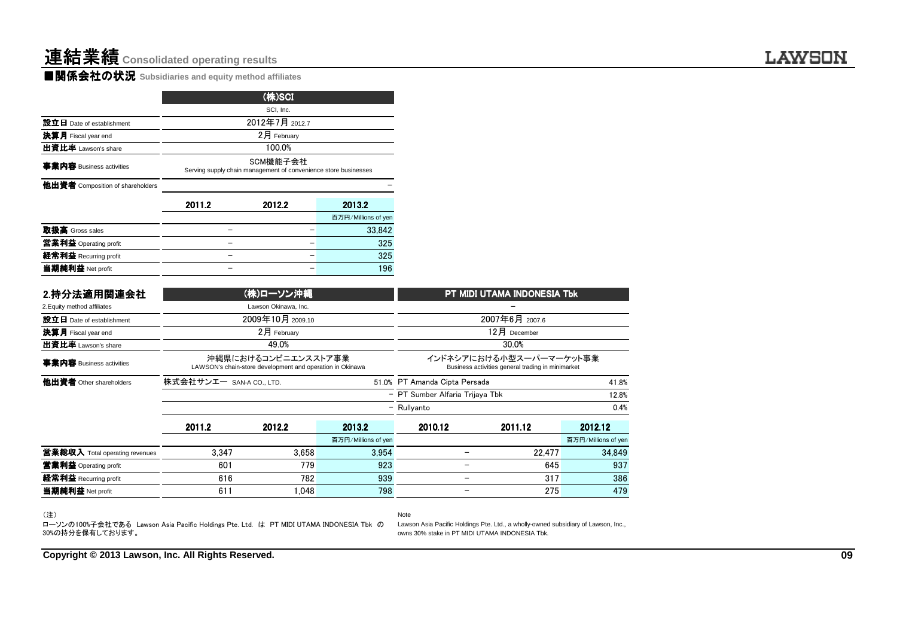# 連結業績 Consolidated operating results

## ■関係会社の状況 Subsidiaries and equity method affiliates

| | (株)SCI | | |
|---|---|---|---|
| | SCI, Inc. | | |
| **設立日** Date of establishment | 2012年7月 2012.7 | | |
| **決算月** Fiscal year end | 2月 February | | |
| **出資比率** Lawson's share | 100.0% | | |
| **事業内容** Business activities | SCM機能子会社 Serving supply chain management of convenience store businesses | | |
| **他出資者** Composition of shareholders | | | – |
| | 2011.2 | 2012.2 | 2013.2 |
| | | | 百万円/Millions of yen |
| **取扱高** Gross sales | – | – | 33,842 |
| **営業利益** Operating profit | – | – | 325 |
| **経常利益** Recurring profit | – | – | 325 |
| **当期純利益** Net profit | – | – | 196 |

## 2.持分法適用関連会社

2.Equity method affiliates

| | (株)ローソン沖縄 | | | PT MIDI UTAMA INDONESIA Tbk | | |
|---|---|---|---|---|---|---|
| | Lawson Okinawa, Inc. | | | – | | |
| **設立日** Date of establishment | 2009年10月 2009.10 | | | 2007年6月 2007.6 | | |
| **決算月** Fiscal year end | 2月 February | | | 12月 December | | |
| **出資比率** Lawson's share | 49.0% | | | 30.0% | | |
| **事業内容** Business activities | 沖縄県におけるコンビニエンスストア事業 LAWSON's chain-store development and operation in Okinawa | | | インドネシアにおける小型スーパーマーケット事業 Business activities general trading in minimarket | | |
| **他出資者** Other shareholders | 株式会社サンエー SAN-A CO., LTD. | | 51.0% | PT Amanda Cipta Persada | | 41.8% |
| | | | – | PT Sumber Alfaria Trijaya Tbk | | 12.8% |
| | | | – | Rullyanto | | 0.4% |
| | 2011.2 | 2012.2 | 2013.2 | 2010.12 | 2011.12 | 2012.12 |
| | | | 百万円/Millions of yen | | | 百万円/Millions of yen |
| **営業総収入** Total operating revenues | 3,347 | 3,658 | 3,954 | – | 22,477 | 34,849 |
| **営業利益** Operating profit | 601 | 779 | 923 | – | 645 | 937 |
| **経常利益** Recurring profit | 616 | 782 | 939 | – | 317 | 386 |
| **当期純利益** Net profit | 611 | 1,048 | 798 | – | 275 | 479 |

(注)

ローソンの100%子会社である Lawson Asia Pacific Holdings Pte. Ltd. は PT MIDI UTAMA INDONESIA Tbk の30%の持分を保有しております。

Note

Lawson Asia Pacific Holdings Pte. Ltd., a wholly-owned subsidiary of Lawson, Inc., owns 30% stake in PT MIDI UTAMA INDONESIA Tbk.

Copyright © 2013 Lawson, Inc. All Rights Reserved.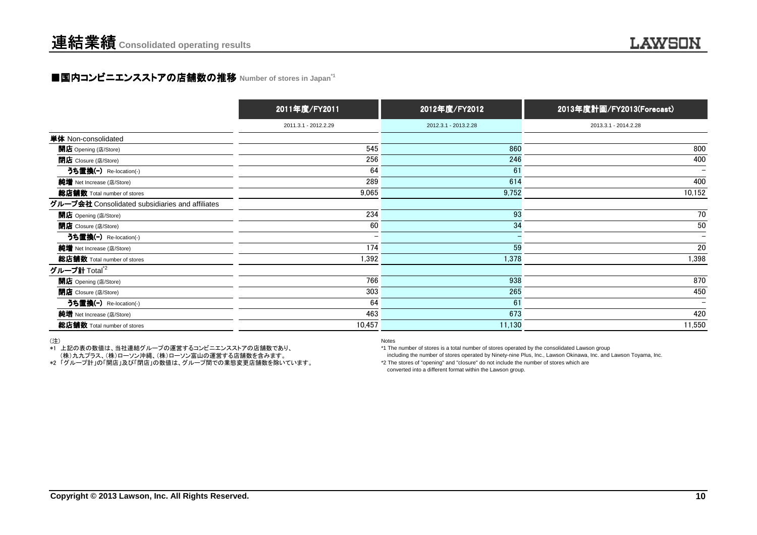# 連結業績 Consolidated operating results

## ■国内コンビニエンスストアの店舗数の推移 Number of stores in Japan[*1]

| | 2011年度/FY2011 | 2012年度/FY2012 | 2013年度計画/FY2013(Forecast) |
|---|---|---|---|
| | 2011.3.1 - 2012.2.29 | 2012.3.1 - 2013.2.28 | 2013.3.1 - 2014.2.28 |
| **単体** Non-consolidated | | | |
| **開店** Opening (店/Store) | 545 | 860 | 800 |
| **閉店** Closure (店/Store) | 256 | 246 | 400 |
| **うち置換(-)** Re-location(-) | 64 | 61 | – |
| **純増** Net Increase (店/Store) | 289 | 614 | 400 |
| **総店舗数** Total number of stores | 9,065 | 9,752 | 10,152 |
| **グループ会社** Consolidated subsidiaries and affiliates | | | |
| **開店** Opening (店/Store) | 234 | 93 | 70 |
| **閉店** Closure (店/Store) | 60 | 34 | 50 |
| **うち置換(-)** Re-location(-) | – | – | – |
| **純増** Net Increase (店/Store) | 174 | 59 | 20 |
| **総店舗数** Total number of stores | 1,392 | 1,378 | 1,398 |
| **グループ計** Total[*2] | | | |
| **開店** Opening (店/Store) | 766 | 938 | 870 |
| **閉店** Closure (店/Store) | 303 | 265 | 450 |
| **うち置換(-)** Re-location(-) | 64 | 61 | – |
| **純増** Net Increase (店/Store) | 463 | 673 | 420 |
| **総店舗数** Total number of stores | 10,457 | 11,130 | 11,550 |

（注）
*1 上記の表の数値は、当社連結グループの運営するコンビニエンスストアの店舗数であり、
（株）九九プラス、（株）ローソン沖縄、（株）ローソン富山の運営する店舗数を含みます。
*2 「グループ計」の「開店」及び「閉店」の数値は、グループ間での業態変更店舗数を除いています。

Notes
*1 The number of stores is a total number of stores operated by the consolidated Lawson group including the number of stores operated by Ninety-nine Plus, Inc., Lawson Okinawa, Inc. and Lawson Toyama, Inc.
*2 The stores of "opening" and "closure" do not include the number of stores which are converted into a different format within the Lawson group.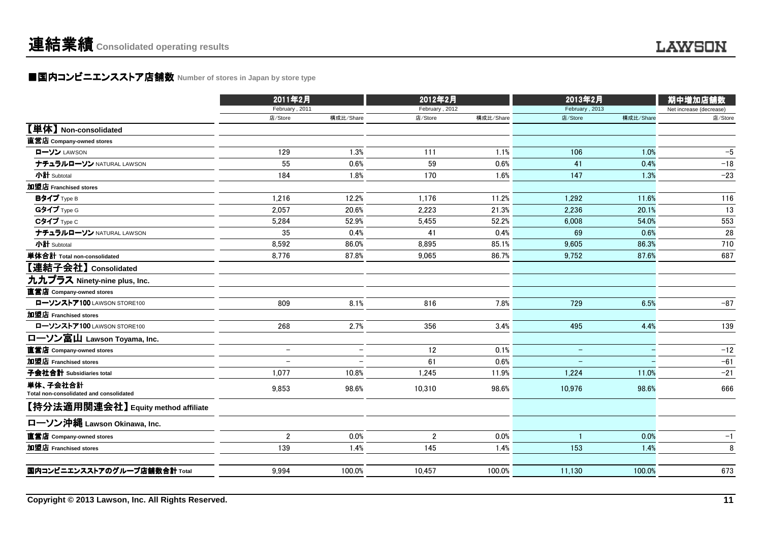# 連結業績 Consolidated operating results

## ■国内コンビニエンスストア店舗数 Number of stores in Japan by store type

| | 2011年2月 February , 2011 | | 2012年2月 February , 2012 | | 2013年2月 February , 2013 | | 期中増加店舗数 Net increase (decrease) |
|---|---|---|---|---|---|---|---|
| | 店/Store | 構成比/Share | 店/Store | 構成比/Share | 店/Store | 構成比/Share | 店/Store |
| **【単体】Non-consolidated** | | | | | | | |
| **直営店 Company-owned stores** | | | | | | | |
| **ローソン** LAWSON | 129 | 1.3% | 111 | 1.1% | 106 | 1.0% | −5 |
| **ナチュラルローソン** NATURAL LAWSON | 55 | 0.6% | 59 | 0.6% | 41 | 0.4% | −18 |
| **小計** Subtotal | 184 | 1.8% | 170 | 1.6% | 147 | 1.3% | −23 |
| **加盟店 Franchised stores** | | | | | | | |
| **Bタイプ** Type B | 1,216 | 12.2% | 1,176 | 11.2% | 1,292 | 11.6% | 116 |
| **Gタイプ** Type G | 2,057 | 20.6% | 2,223 | 21.3% | 2,236 | 20.1% | 13 |
| **Cタイプ** Type C | 5,284 | 52.9% | 5,455 | 52.2% | 6,008 | 54.0% | 553 |
| **ナチュラルローソン** NATURAL LAWSON | 35 | 0.4% | 41 | 0.4% | 69 | 0.6% | 28 |
| **小計** Subtotal | 8,592 | 86.0% | 8,895 | 85.1% | 9,605 | 86.3% | 710 |
| **単体合計 Total non-consolidated** | 8,776 | 87.8% | 9,065 | 86.7% | 9,752 | 87.6% | 687 |
| **【連結子会社】Consolidated** | | | | | | | |
| **九九プラス Ninety-nine plus, Inc.** | | | | | | | |
| **直営店 Company-owned stores** | | | | | | | |
| **ローソンストア100** LAWSON STORE100 | 809 | 8.1% | 816 | 7.8% | 729 | 6.5% | −87 |
| **加盟店 Franchised stores** | | | | | | | |
| **ローソンストア100** LAWSON STORE100 | 268 | 2.7% | 356 | 3.4% | 495 | 4.4% | 139 |
| **ローソン富山 Lawson Toyama, Inc.** | | | | | | | |
| **直営店 Company-owned stores** | − | − | 12 | 0.1% | − | − | −12 |
| **加盟店 Franchised stores** | − | − | 61 | 0.6% | − | − | −61 |
| **子会社合計 Subsidiaries total** | 1,077 | 10.8% | 1,245 | 11.9% | 1,224 | 11.0% | −21 |
| **単体、子会社合計 Total non-consolidated and consolidated** | 9,853 | 98.6% | 10,310 | 98.6% | 10,976 | 98.6% | 666 |
| **【持分法適用関連会社】Equity method affiliate** | | | | | | | |
| **ローソン沖縄 Lawson Okinawa, Inc.** | | | | | | | |
| **直営店 Company-owned stores** | 2 | 0.0% | 2 | 0.0% | 1 | 0.0% | −1 |
| **加盟店 Franchised stores** | 139 | 1.4% | 145 | 1.4% | 153 | 1.4% | 8 |
| **国内コンビニエンスストアのグループ店舗数合計 Total** | 9,994 | 100.0% | 10,457 | 100.0% | 11,130 | 100.0% | 673 |

Copyright © 2013 Lawson, Inc. All Rights Reserved.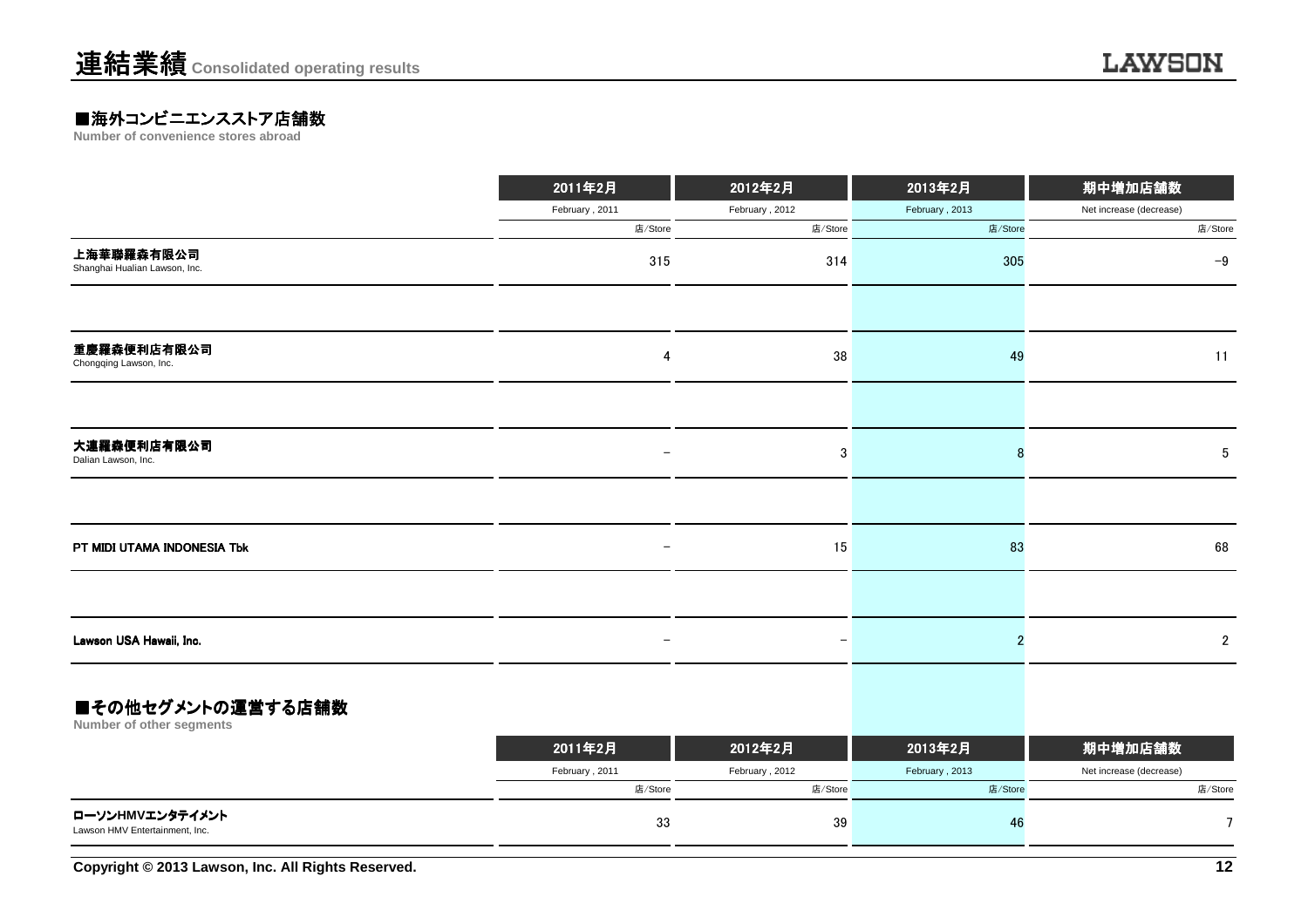# 連結業績 Consolidated operating results

## ■海外コンビニエンスストア店舗数

**Number of convenience stores abroad**

| | 2011年2月 | 2012年2月 | 2013年2月 | 期中増加店舗数 |
|---|---|---|---|---|
| | February , 2011 | February , 2012 | February , 2013 | Net increase (decrease) |
| | 店/Store | 店/Store | 店/Store | 店/Store |
| 上海華聯羅森有限公司<br>Shanghai Hualian Lawson, Inc. | 315 | 314 | 305 | −9 |
| 重慶羅森便利店有限公司<br>Chongqing Lawson, Inc. | 4 | 38 | 49 | 11 |
| 大連羅森便利店有限公司<br>Dalian Lawson, Inc. | − | 3 | 8 | 5 |
| PT MIDI UTAMA INDONESIA Tbk | − | 15 | 83 | 68 |
| Lawson USA Hawaii, Inc. | − | − | 2 | 2 |

## ■その他セグメントの運営する店舗数

**Number of other segments**

| | 2011年2月 | 2012年2月 | 2013年2月 | 期中増加店舗数 |
|---|---|---|---|---|
| | February , 2011 | February , 2012 | February , 2013 | Net increase (decrease) |
| | 店/Store | 店/Store | 店/Store | 店/Store |
| ローソンHMVエンタテイメント<br>Lawson HMV Entertainment, Inc. | 33 | 39 | 46 | 7 |

Copyright © 2013 Lawson, Inc. All Rights Reserved.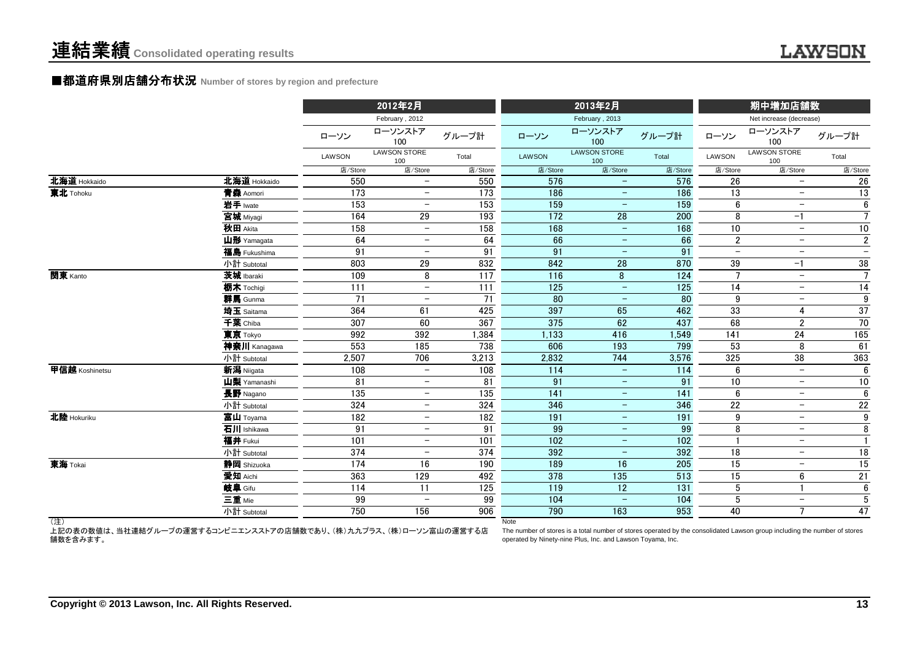# 連結業績 Consolidated operating results

## ■都道府県別店舗分布状況 Number of stores by region and prefecture

| | | 2012年2月 February, 2012 | | | 2013年2月 February, 2013 | | | 期中増加店舗数 Net increase (decrease) | | |
|---|---|---|---|---|---|---|---|---|---|---|
| | | ローソン LAWSON | ローソンストア100 LAWSON STORE 100 | グループ計 Total | ローソン LAWSON | ローソンストア100 LAWSON STORE 100 | グループ計 Total | ローソン LAWSON | ローソンストア100 LAWSON STORE 100 | グループ計 Total |
| | | 店/Store | 店/Store | 店/Store | 店/Store | 店/Store | 店/Store | 店/Store | 店/Store | 店/Store |
| 北海道 Hokkaido | 北海道 Hokkaido | 550 | − | 550 | 576 | − | 576 | 26 | − | 26 |
| 東北 Tohoku | 青森 Aomori | 173 | − | 173 | 186 | − | 186 | 13 | − | 13 |
| | 岩手 Iwate | 153 | − | 153 | 159 | − | 159 | 6 | − | 6 |
| | 宮城 Miyagi | 164 | 29 | 193 | 172 | 28 | 200 | 8 | −1 | 7 |
| | 秋田 Akita | 158 | − | 158 | 168 | − | 168 | 10 | − | 10 |
| | 山形 Yamagata | 64 | − | 64 | 66 | − | 66 | 2 | − | 2 |
| | 福島 Fukushima | 91 | − | 91 | 91 | − | 91 | − | − | − |
| | 小計 Subtotal | 803 | 29 | 832 | 842 | 28 | 870 | 39 | −1 | 38 |
| 関東 Kanto | 茨城 Ibaraki | 109 | 8 | 117 | 116 | 8 | 124 | 7 | − | 7 |
| | 栃木 Tochigi | 111 | − | 111 | 125 | − | 125 | 14 | − | 14 |
| | 群馬 Gunma | 71 | − | 71 | 80 | − | 80 | 9 | − | 9 |
| | 埼玉 Saitama | 364 | 61 | 425 | 397 | 65 | 462 | 33 | 4 | 37 |
| | 千葉 Chiba | 307 | 60 | 367 | 375 | 62 | 437 | 68 | 2 | 70 |
| | 東京 Tokyo | 992 | 392 | 1,384 | 1,133 | 416 | 1,549 | 141 | 24 | 165 |
| | 神奈川 Kanagawa | 553 | 185 | 738 | 606 | 193 | 799 | 53 | 8 | 61 |
| | 小計 Subtotal | 2,507 | 706 | 3,213 | 2,832 | 744 | 3,576 | 325 | 38 | 363 |
| 甲信越 Koshinetsu | 新潟 Niigata | 108 | − | 108 | 114 | − | 114 | 6 | − | 6 |
| | 山梨 Yamanashi | 81 | − | 81 | 91 | − | 91 | 10 | − | 10 |
| | 長野 Nagano | 135 | − | 135 | 141 | − | 141 | 6 | − | 6 |
| | 小計 Subtotal | 324 | − | 324 | 346 | − | 346 | 22 | − | 22 |
| 北陸 Hokuriku | 富山 Toyama | 182 | − | 182 | 191 | − | 191 | 9 | − | 9 |
| | 石川 Ishikawa | 91 | − | 91 | 99 | − | 99 | 8 | − | 8 |
| | 福井 Fukui | 101 | − | 101 | 102 | − | 102 | 1 | − | 1 |
| | 小計 Subtotal | 374 | − | 374 | 392 | − | 392 | 18 | − | 18 |
| 東海 Tokai | 静岡 Shizuoka | 174 | 16 | 190 | 189 | 16 | 205 | 15 | − | 15 |
| | 愛知 Aichi | 363 | 129 | 492 | 378 | 135 | 513 | 15 | 6 | 21 |
| | 岐阜 Gifu | 114 | 11 | 125 | 119 | 12 | 131 | 5 | 1 | 6 |
| | 三重 Mie | 99 | − | 99 | 104 | − | 104 | 5 | − | 5 |
| | 小計 Subtotal | 750 | 156 | 906 | 790 | 163 | 953 | 40 | 7 | 47 |

(注)
上記の表の数値は、当社連結グループの運営するコンビニエンスストアの店舗数であり、(株)九九プラス、(株)ローソン富山の運営する店舗数を含みます。

Note
The number of stores is a total number of stores operated by the consolidated Lawson group including the number of stores operated by Ninety-nine Plus, Inc. and Lawson Toyama, Inc.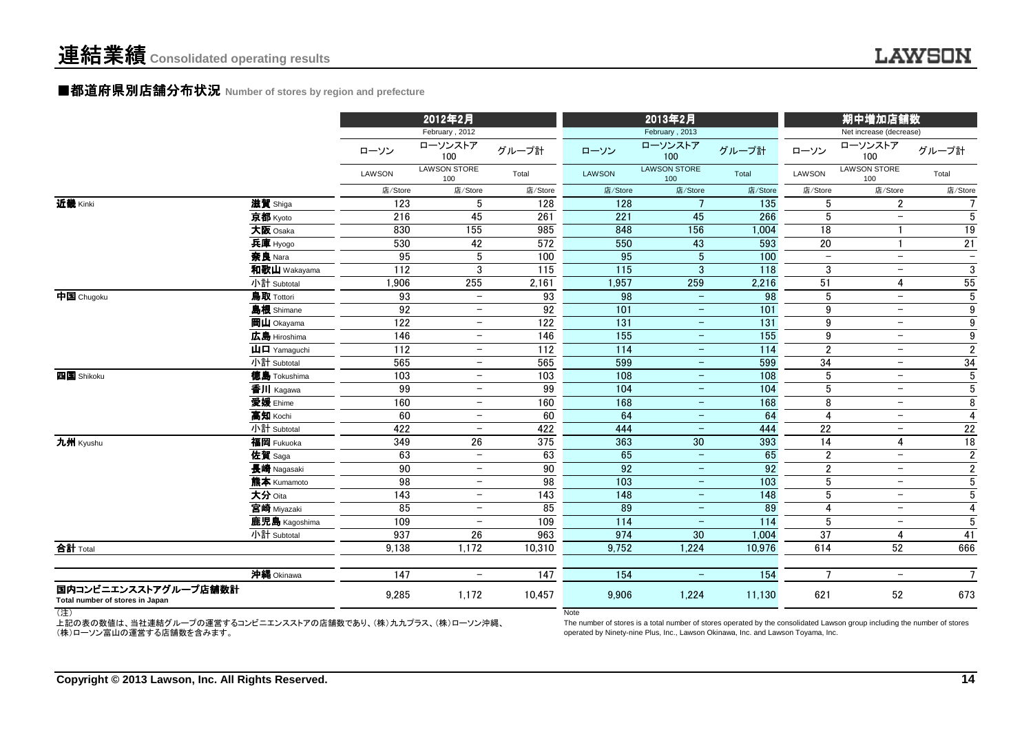# 連結業績 Consolidated operating results

## ■都道府県別店舗分布状況 Number of stores by region and prefecture

| | | 2012年2月 February, 2012 | | | 2013年2月 February, 2013 | | | 期中増加店舗数 Net increase (decrease) | | |
|---|---|---|---|---|---|---|---|---|---|---|
| | | ローソン LAWSON | ローソンストア100 LAWSON STORE 100 | グループ計 Total | ローソン LAWSON | ローソンストア100 LAWSON STORE 100 | グループ計 Total | ローソン LAWSON | ローソンストア100 LAWSON STORE 100 | グループ計 Total |
| | | 店/Store | 店/Store | 店/Store | 店/Store | 店/Store | 店/Store | 店/Store | 店/Store | 店/Store |
| **近畿** Kinki | **滋賀** Shiga | 123 | 5 | 128 | 128 | 7 | 135 | 5 | 2 | 7 |
| | **京都** Kyoto | 216 | 45 | 261 | 221 | 45 | 266 | 5 | − | 5 |
| | **大阪** Osaka | 830 | 155 | 985 | 848 | 156 | 1,004 | 18 | 1 | 19 |
| | **兵庫** Hyogo | 530 | 42 | 572 | 550 | 43 | 593 | 20 | 1 | 21 |
| | **奈良** Nara | 95 | 5 | 100 | 95 | 5 | 100 | − | − | − |
| | **和歌山** Wakayama | 112 | 3 | 115 | 115 | 3 | 118 | 3 | − | 3 |
| | 小計 Subtotal | 1,906 | 255 | 2,161 | 1,957 | 259 | 2,216 | 51 | 4 | 55 |
| **中国** Chugoku | **鳥取** Tottori | 93 | − | 93 | 98 | − | 98 | 5 | − | 5 |
| | **島根** Shimane | 92 | − | 92 | 101 | − | 101 | 9 | − | 9 |
| | **岡山** Okayama | 122 | − | 122 | 131 | − | 131 | 9 | − | 9 |
| | **広島** Hiroshima | 146 | − | 146 | 155 | − | 155 | 9 | − | 9 |
| | **山口** Yamaguchi | 112 | − | 112 | 114 | − | 114 | 2 | − | 2 |
| | 小計 Subtotal | 565 | − | 565 | 599 | − | 599 | 34 | − | 34 |
| **四国** Shikoku | **徳島** Tokushima | 103 | − | 103 | 108 | − | 108 | 5 | − | 5 |
| | **香川** Kagawa | 99 | − | 99 | 104 | − | 104 | 5 | − | 5 |
| | **愛媛** Ehime | 160 | − | 160 | 168 | − | 168 | 8 | − | 8 |
| | **高知** Kochi | 60 | − | 60 | 64 | − | 64 | 4 | − | 4 |
| | 小計 Subtotal | 422 | − | 422 | 444 | − | 444 | 22 | − | 22 |
| **九州** Kyushu | **福岡** Fukuoka | 349 | 26 | 375 | 363 | 30 | 393 | 14 | 4 | 18 |
| | **佐賀** Saga | 63 | − | 63 | 65 | − | 65 | 2 | − | 2 |
| | **長崎** Nagasaki | 90 | − | 90 | 92 | − | 92 | 2 | − | 2 |
| | **熊本** Kumamoto | 98 | − | 98 | 103 | − | 103 | 5 | − | 5 |
| | **大分** Oita | 143 | − | 143 | 148 | − | 148 | 5 | − | 5 |
| | **宮崎** Miyazaki | 85 | − | 85 | 89 | − | 89 | 4 | − | 4 |
| | **鹿児島** Kagoshima | 109 | − | 109 | 114 | − | 114 | 5 | − | 5 |
| | 小計 Subtotal | 937 | 26 | 963 | 974 | 30 | 1,004 | 37 | 4 | 41 |
| **合計** Total | | 9,138 | 1,172 | 10,310 | 9,752 | 1,224 | 10,976 | 614 | 52 | 666 |
| | **沖縄** Okinawa | 147 | − | 147 | 154 | − | 154 | 7 | − | 7 |
| **国内コンビニエンスストアグループ店舗数計** Total number of stores in Japan | | 9,285 | 1,172 | 10,457 | 9,906 | 1,224 | 11,130 | 621 | 52 | 673 |

(注)
上記の表の数値は、当社連結グループの運営するコンビニエンスストアの店舗数であり、(株)九九プラス、(株)ローソン沖縄、(株)ローソン富山の運営する店舗数を含みます。

Note
The number of stores is a total number of stores operated by the consolidated Lawson group including the number of stores operated by Ninety-nine Plus, Inc., Lawson Okinawa, Inc. and Lawson Toyama, Inc.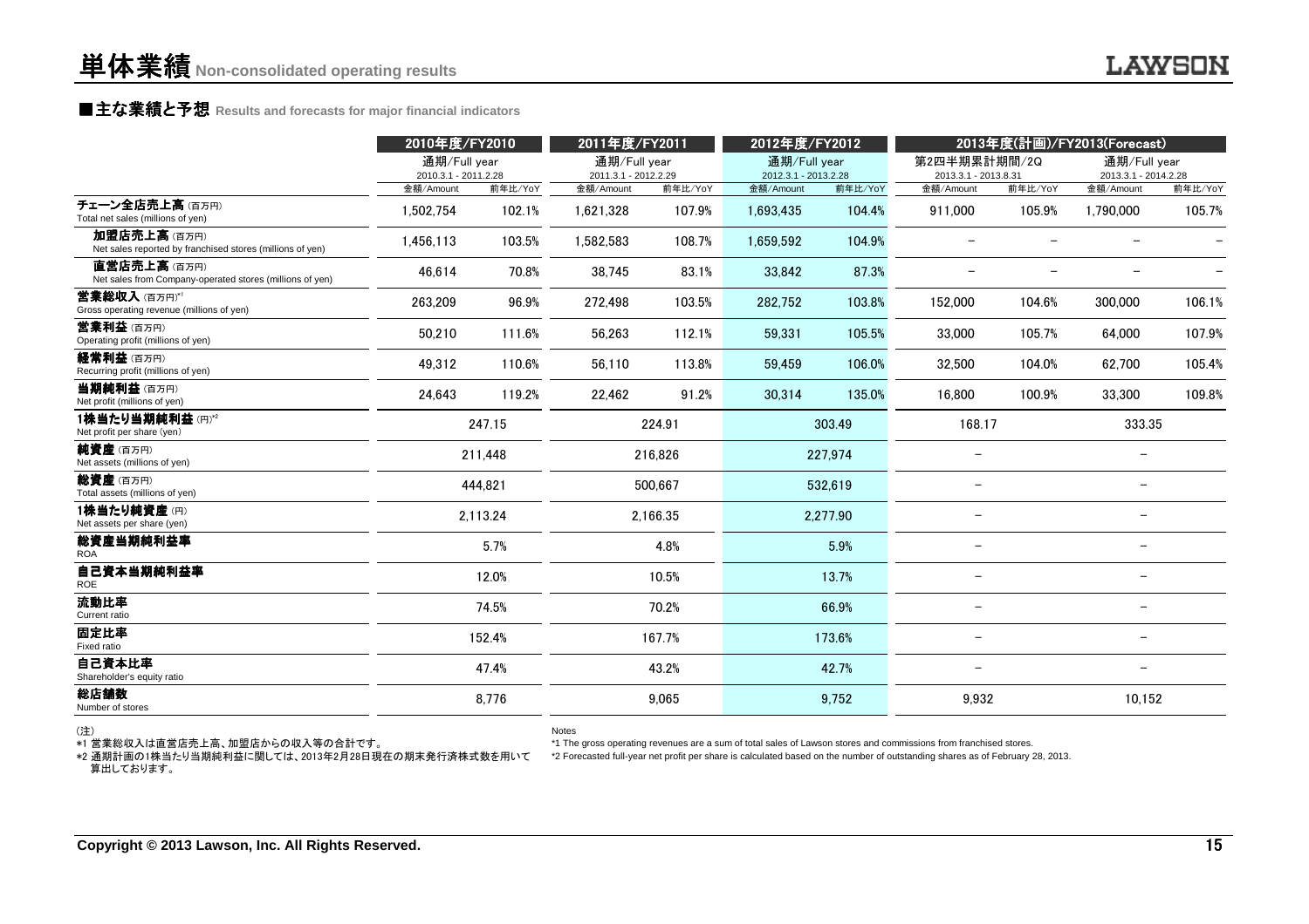# 単体業績 Non-consolidated operating results

## ■主な業績と予想 Results and forecasts for major financial indicators

| | 2010年度/FY2010 | | 2011年度/FY2011 | | 2012年度/FY2012 | | 2013年度(計画)/FY2013(Forecast) | | | |
|---|---|---|---|---|---|---|---|---|---|---|
| | 通期/Full year 2010.3.1 - 2011.2.28 | | 通期/Full year 2011.3.1 - 2012.2.29 | | 通期/Full year 2012.3.1 - 2013.2.28 | | 第2四半期累計期間/2Q 2013.3.1 - 2013.8.31 | | 通期/Full year 2013.3.1 - 2014.2.28 | |
| | 金額/Amount | 前年比/YoY | 金額/Amount | 前年比/YoY | 金額/Amount | 前年比/YoY | 金額/Amount | 前年比/YoY | 金額/Amount | 前年比/YoY |
| チェーン全店売上高 (百万円) Total net sales (millions of yen) | 1,502,754 | 102.1% | 1,621,328 | 107.9% | 1,693,435 | 104.4% | 911,000 | 105.9% | 1,790,000 | 105.7% |
| 加盟店売上高 (百万円) Net sales reported by franchised stores (millions of yen) | 1,456,113 | 103.5% | 1,582,583 | 108.7% | 1,659,592 | 104.9% | − | − | − | − |
| 直営店売上高 (百万円) Net sales from Company-operated stores (millions of yen) | 46,614 | 70.8% | 38,745 | 83.1% | 33,842 | 87.3% | − | − | − | − |
| 営業総収入 (百万円)*1 Gross operating revenue (millions of yen) | 263,209 | 96.9% | 272,498 | 103.5% | 282,752 | 103.8% | 152,000 | 104.6% | 300,000 | 106.1% |
| 営業利益 (百万円) Operating profit (millions of yen) | 50,210 | 111.6% | 56,263 | 112.1% | 59,331 | 105.5% | 33,000 | 105.7% | 64,000 | 107.9% |
| 経常利益 (百万円) Recurring profit (millions of yen) | 49,312 | 110.6% | 56,110 | 113.8% | 59,459 | 106.0% | 32,500 | 104.0% | 62,700 | 105.4% |
| 当期純利益 (百万円) Net profit (millions of yen) | 24,643 | 119.2% | 22,462 | 91.2% | 30,314 | 135.0% | 16,800 | 100.9% | 33,300 | 109.8% |
| 1株当たり当期純利益 (円)*2 Net profit per share (yen) | 247.15 | | 224.91 | | 303.49 | | 168.17 | | 333.35 | |
| 純資産 (百万円) Net assets (millions of yen) | 211,448 | | 216,826 | | 227,974 | | − | | − | |
| 総資産 (百万円) Total assets (millions of yen) | 444,821 | | 500,667 | | 532,619 | | − | | − | |
| 1株当たり純資産 (円) Net assets per share (yen) | 2,113.24 | | 2,166.35 | | 2,277.90 | | − | | − | |
| 総資産当期純利益率 ROA | 5.7% | | 4.8% | | 5.9% | | − | | − | |
| 自己資本当期純利益率 ROE | 12.0% | | 10.5% | | 13.7% | | − | | − | |
| 流動比率 Current ratio | 74.5% | | 70.2% | | 66.9% | | − | | − | |
| 固定比率 Fixed ratio | 152.4% | | 167.7% | | 173.6% | | − | | − | |
| 自己資本比率 Shareholder's equity ratio | 47.4% | | 43.2% | | 42.7% | | − | | − | |
| 総店舗数 Number of stores | 8,776 | | 9,065 | | 9,752 | | 9,932 | | 10,152 | |

(注)
*1 営業総収入は直営店売上高、加盟店からの収入等の合計です。
*2 通期計画の1株当たり当期純利益に関しては、2013年2月28日現在の期末発行済株式数を用いて算出しております。

Notes
*1 The gross operating revenues are a sum of total sales of Lawson stores and commissions from franchised stores.
*2 Forecasted full-year net profit per share is calculated based on the number of outstanding shares as of February 28, 2013.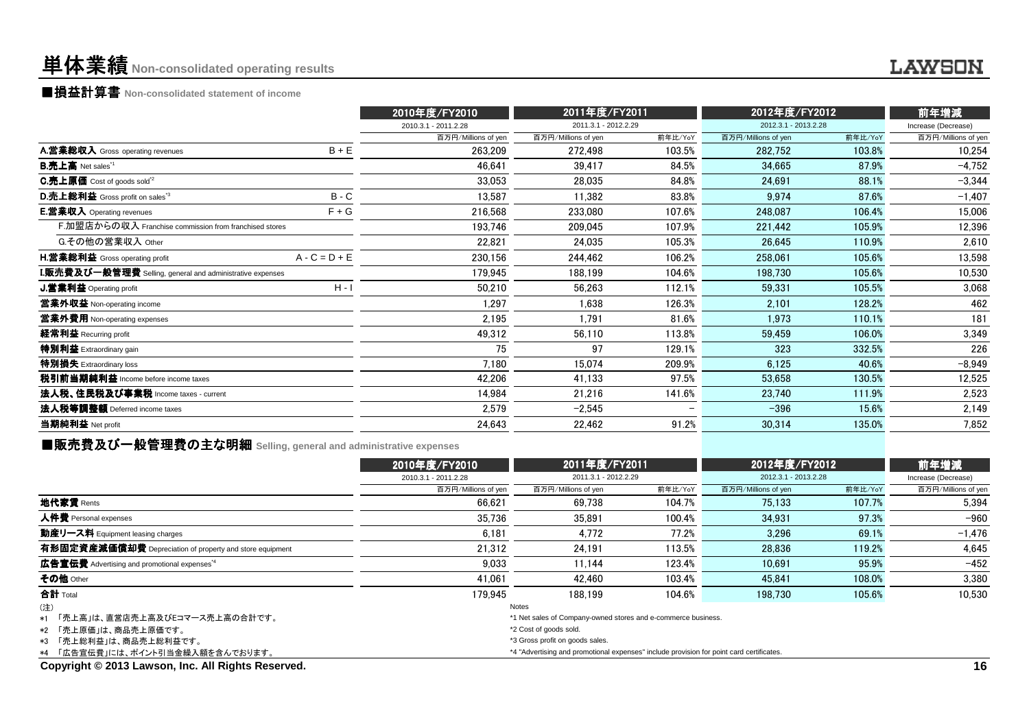# 単体業績 Non-consolidated operating results

## ■損益計算書 Non-consolidated statement of income

| | | 2010年度/FY2010 | 2011年度/FY2011 | | 2012年度/FY2012 | | 前年増減 |
|---|---|---|---|---|---|---|---|
| | | 2010.3.1 - 2011.2.28 | 2011.3.1 - 2012.2.29 | | 2012.3.1 - 2013.2.28 | | Increase (Decrease) |
| | | 百万円/Millions of yen | 百万円/Millions of yen | 前年比/YoY | 百万円/Millions of yen | 前年比/YoY | 百万円/Millions of yen |
| **A.営業総収入** Gross operating revenues | B + E | 263,209 | 272,498 | 103.5% | 282,752 | 103.8% | 10,254 |
| **B.売上高** Net sales[*1] | | 46,641 | 39,417 | 84.5% | 34,665 | 87.9% | −4,752 |
| **C.売上原価** Cost of goods sold[*2] | | 33,053 | 28,035 | 84.8% | 24,691 | 88.1% | −3,344 |
| **D.売上総利益** Gross profit on sales[*3] | B - C | 13,587 | 11,382 | 83.8% | 9,974 | 87.6% | −1,407 |
| **E.営業収入** Operating revenues | F + G | 216,568 | 233,080 | 107.6% | 248,087 | 106.4% | 15,006 |
| F.加盟店からの収入 Franchise commission from franchised stores | | 193,746 | 209,045 | 107.9% | 221,442 | 105.9% | 12,396 |
| G.その他の営業収入 Other | | 22,821 | 24,035 | 105.3% | 26,645 | 110.9% | 2,610 |
| **H.営業総利益** Gross operating profit | A - C = D + E | 230,156 | 244,462 | 106.2% | 258,061 | 105.6% | 13,598 |
| **I.販売費及び一般管理費** Selling, general and administrative expenses | | 179,945 | 188,199 | 104.6% | 198,730 | 105.6% | 10,530 |
| **J.営業利益** Operating profit | H - I | 50,210 | 56,263 | 112.1% | 59,331 | 105.5% | 3,068 |
| **営業外収益** Non-operating income | | 1,297 | 1,638 | 126.3% | 2,101 | 128.2% | 462 |
| **営業外費用** Non-operating expenses | | 2,195 | 1,791 | 81.6% | 1,973 | 110.1% | 181 |
| **経常利益** Recurring profit | | 49,312 | 56,110 | 113.8% | 59,459 | 106.0% | 3,349 |
| **特別利益** Extraordinary gain | | 75 | 97 | 129.1% | 323 | 332.5% | 226 |
| **特別損失** Extraordinary loss | | 7,180 | 15,074 | 209.9% | 6,125 | 40.6% | −8,949 |
| **税引前当期純利益** Income before income taxes | | 42,206 | 41,133 | 97.5% | 53,658 | 130.5% | 12,525 |
| **法人税、住民税及び事業税** Income taxes - current | | 14,984 | 21,216 | 141.6% | 23,740 | 111.9% | 2,523 |
| **法人税等調整額** Deferred income taxes | | 2,579 | −2,545 | − | −396 | 15.6% | 2,149 |
| **当期純利益** Net profit | | 24,643 | 22,462 | 91.2% | 30,314 | 135.0% | 7,852 |

## ■販売費及び一般管理費の主な明細 Selling, general and administrative expenses

| | 2010年度/FY2010 | 2011年度/FY2011 | | 2012年度/FY2012 | | 前年増減 |
|---|---|---|---|---|---|---|
| | 2010.3.1 - 2011.2.28 | 2011.3.1 - 2012.2.29 | | 2012.3.1 - 2013.2.28 | | Increase (Decrease) |
| | 百万円/Millions of yen | 百万円/Millions of yen | 前年比/YoY | 百万円/Millions of yen | 前年比/YoY | 百万円/Millions of yen |
| **地代家賃** Rents | 66,621 | 69,738 | 104.7% | 75,133 | 107.7% | 5,394 |
| **人件費** Personal expenses | 35,736 | 35,891 | 100.4% | 34,931 | 97.3% | −960 |
| **動産リース料** Equipment leasing charges | 6,181 | 4,772 | 77.2% | 3,296 | 69.1% | −1,476 |
| **有形固定資産減価償却費** Depreciation of property and store equipment | 21,312 | 24,191 | 113.5% | 28,836 | 119.2% | 4,645 |
| **広告宣伝費** Advertising and promotional expenses[*4] | 9,033 | 11,144 | 123.4% | 10,691 | 95.9% | −452 |
| **その他** Other | 41,061 | 42,460 | 103.4% | 45,841 | 108.0% | 3,380 |
| **合計** Total | 179,945 | 188,199 | 104.6% | 198,730 | 105.6% | 10,530 |

(注)
*1 「売上高」は、直営店売上高及びEコマース売上高の合計です。
*2 「売上原価」は、商品売上原価です。
*3 「売上総利益」は、商品売上総利益です。
*4 「広告宣伝費」には、ポイント引当金繰入額を含んでおります。

Notes
*1 Net sales of Company-owned stores and e-commerce business.
*2 Cost of goods sold.
*3 Gross profit on goods sales.
*4 "Advertising and promotional expenses" include provision for point card certificates.

Copyright © 2013 Lawson, Inc. All Rights Reserved.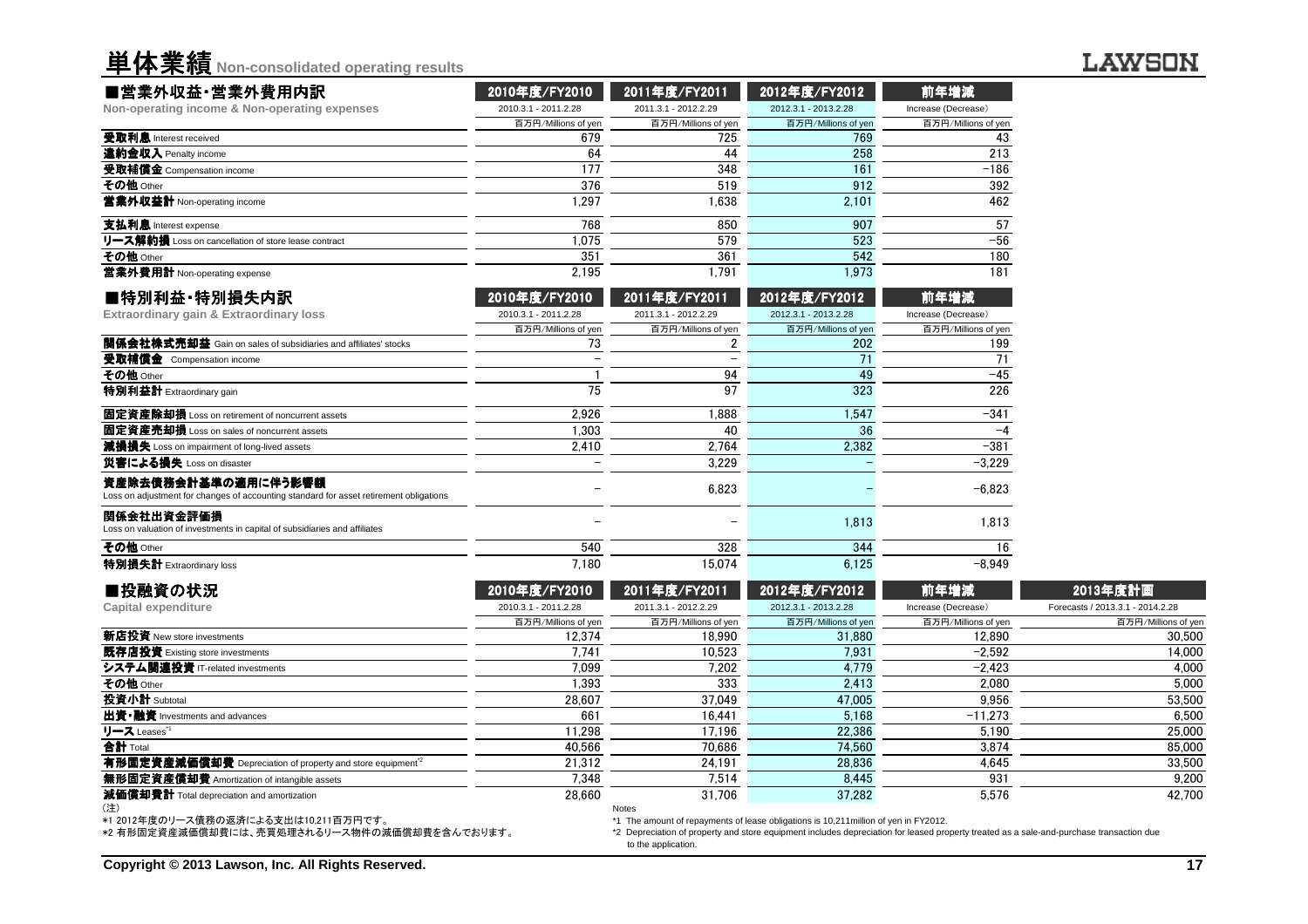# 単体業績 Non-consolidated operating results

| ■営業外収益・営業外費用内訳 Non-operating income & Non-operating expenses | 2010年度/FY2010 2010.3.1 - 2011.2.28 | 2011年度/FY2011 2011.3.1 - 2012.2.29 | 2012年度/FY2012 2012.3.1 - 2013.2.28 | 前年増減 Increase (Decrease) |
|---|---|---|---|---|
| | 百万円/Millions of yen | 百万円/Millions of yen | 百万円/Millions of yen | 百万円/Millions of yen |
| 受取利息 Interest received | 679 | 725 | 769 | 43 |
| 違約金収入 Penalty income | 64 | 44 | 258 | 213 |
| 受取補償金 Compensation income | 177 | 348 | 161 | −186 |
| その他 Other | 376 | 519 | 912 | 392 |
| 営業外収益計 Non-operating income | 1,297 | 1,638 | 2,101 | 462 |
| 支払利息 Interest expense | 768 | 850 | 907 | 57 |
| リース解約損 Loss on cancellation of store lease contract | 1,075 | 579 | 523 | −56 |
| その他 Other | 351 | 361 | 542 | 180 |
| 営業外費用計 Non-operating expense | 2,195 | 1,791 | 1,973 | 181 |

| ■特別利益・特別損失内訳 Extraordinary gain & Extraordinary loss | 2010年度/FY2010 2010.3.1 - 2011.2.28 | 2011年度/FY2011 2011.3.1 - 2012.2.29 | 2012年度/FY2012 2012.3.1 - 2013.2.28 | 前年増減 Increase (Decrease) |
|---|---|---|---|---|
| | 百万円/Millions of yen | 百万円/Millions of yen | 百万円/Millions of yen | 百万円/Millions of yen |
| 関係会社株式売却益 Gain on sales of subsidiaries and affiliates' stocks | 73 | 2 | 202 | 199 |
| 受取補償金 Compensation income | − | − | 71 | 71 |
| その他 Other | 1 | 94 | 49 | −45 |
| 特別利益計 Extraordinary gain | 75 | 97 | 323 | 226 |
| 固定資産除却損 Loss on retirement of noncurrent assets | 2,926 | 1,888 | 1,547 | −341 |
| 固定資産売却損 Loss on sales of noncurrent assets | 1,303 | 40 | 36 | −4 |
| 減損損失 Loss on impairment of long-lived assets | 2,410 | 2,764 | 2,382 | −381 |
| 災害による損失 Loss on disaster | − | 3,229 | − | −3,229 |
| 資産除去債務会計基準の適用に伴う影響額 Loss on adjustment for changes of accounting standard for asset retirement obligations | − | 6,823 | − | −6,823 |
| 関係会社出資金評価損 Loss on valuation of investments in capital of subsidiaries and affiliates | − | − | 1,813 | 1,813 |
| その他 Other | 540 | 328 | 344 | 16 |
| 特別損失計 Extraordinary loss | 7,180 | 15,074 | 6,125 | −8,949 |

| ■投融資の状況 Capital expenditure | 2010年度/FY2010 2010.3.1 - 2011.2.28 | 2011年度/FY2011 2011.3.1 - 2012.2.29 | 2012年度/FY2012 2012.3.1 - 2013.2.28 | 前年増減 Increase (Decrease) | 2013年度計画 Forecasts / 2013.3.1 - 2014.2.28 |
|---|---|---|---|---|---|
| | 百万円/Millions of yen | 百万円/Millions of yen | 百万円/Millions of yen | 百万円/Millions of yen | 百万円/Millions of yen |
| 新店投資 New store investments | 12,374 | 18,990 | 31,880 | 12,890 | 30,500 |
| 既存店投資 Existing store investments | 7,741 | 10,523 | 7,931 | −2,592 | 14,000 |
| システム関連投資 IT-related investments | 7,099 | 7,202 | 4,779 | −2,423 | 4,000 |
| その他 Other | 1,393 | 333 | 2,413 | 2,080 | 5,000 |
| 投資小計 Subtotal | 28,607 | 37,049 | 47,005 | 9,956 | 53,500 |
| 出資・融資 Investments and advances | 661 | 16,441 | 5,168 | −11,273 | 6,500 |
| リース Leases*1 | 11,298 | 17,196 | 22,386 | 5,190 | 25,000 |
| 合計 Total | 40,566 | 70,686 | 74,560 | 3,874 | 85,000 |
| 有形固定資産減価償却費 Depreciation of property and store equipment*2 | 21,312 | 24,191 | 28,836 | 4,645 | 33,500 |
| 無形固定資産償却費 Amortization of intangible assets | 7,348 | 7,514 | 8,445 | 931 | 9,200 |
| 減価償却費計 Total depreciation and amortization | 28,660 | 31,706 | 37,282 | 5,576 | 42,700 |

(注)
*1 2012年度のリース債務の返済による支出は10,211百万円です。
*2 有形固定資産減価償却費には、売買処理されるリース物件の減価償却費を含んでおります。

Notes
*1 The amount of repayments of lease obligations is 10,211million of yen in FY2012.
*2 Depreciation of property and store equipment includes depreciation for leased property treated as a sale-and-purchase transaction due to the application.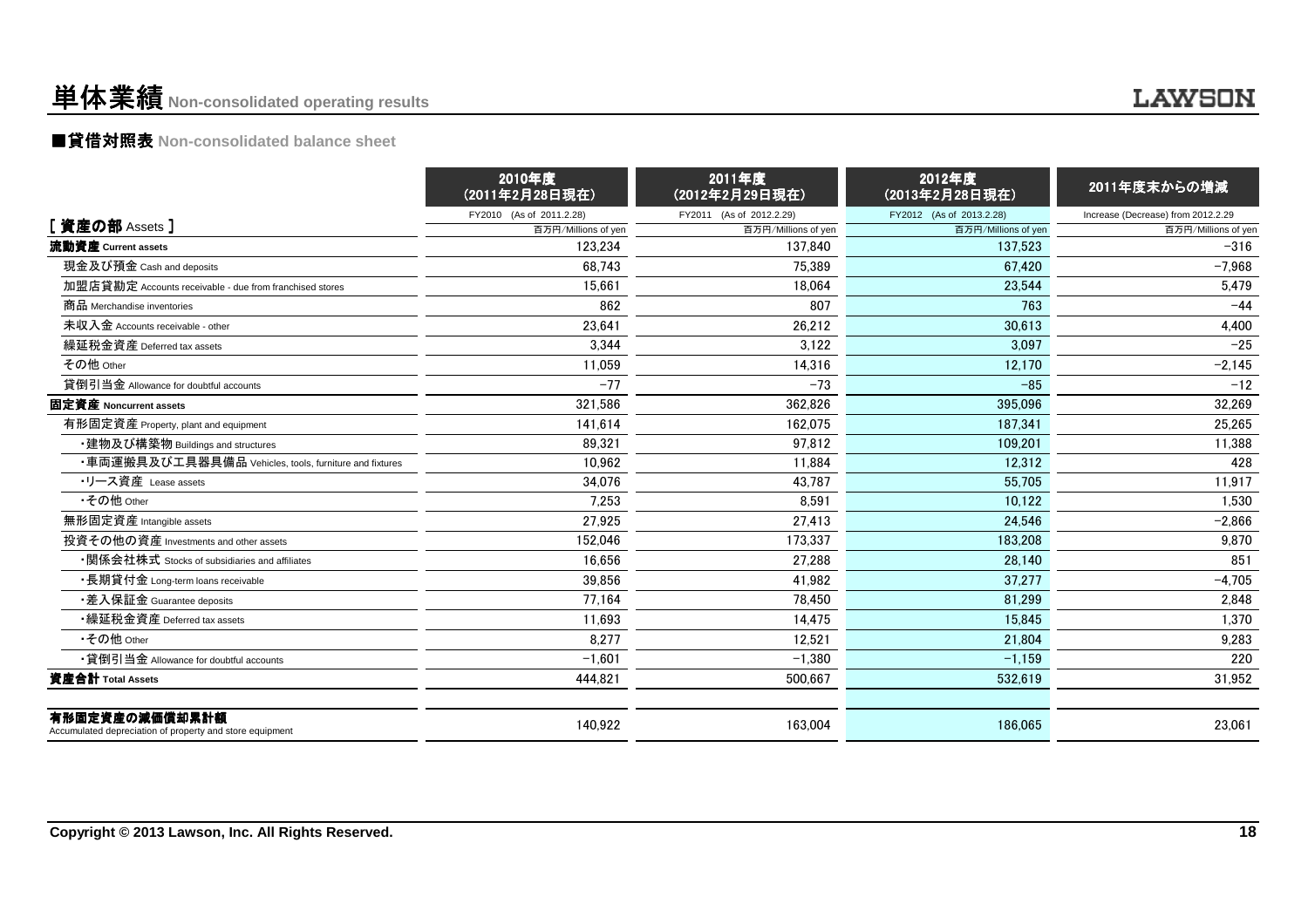# 単体業績 Non-consolidated operating results

## ■貸借対照表 Non-consolidated balance sheet

| [ 資産の部 Assets ] | 2010年度（2011年2月28日現在） FY2010 (As of 2011.2.28) 百万円/Millions of yen | 2011年度（2012年2月29日現在） FY2011 (As of 2012.2.29) 百万円/Millions of yen | 2012年度（2013年2月28日現在） FY2012 (As of 2013.2.28) 百万円/Millions of yen | 2011年度末からの増減 Increase (Decrease) from 2012.2.29 百万円/Millions of yen |
|---|---|---|---|---|
| **流動資産 Current assets** | 123,234 | 137,840 | 137,523 | −316 |
| 現金及び預金 Cash and deposits | 68,743 | 75,389 | 67,420 | −7,968 |
| 加盟店貸勘定 Accounts receivable - due from franchised stores | 15,661 | 18,064 | 23,544 | 5,479 |
| 商品 Merchandise inventories | 862 | 807 | 763 | −44 |
| 未収入金 Accounts receivable - other | 23,641 | 26,212 | 30,613 | 4,400 |
| 繰延税金資産 Deferred tax assets | 3,344 | 3,122 | 3,097 | −25 |
| その他 Other | 11,059 | 14,316 | 12,170 | −2,145 |
| 貸倒引当金 Allowance for doubtful accounts | −77 | −73 | −85 | −12 |
| **固定資産 Noncurrent assets** | 321,586 | 362,826 | 395,096 | 32,269 |
| 有形固定資産 Property, plant and equipment | 141,614 | 162,075 | 187,341 | 25,265 |
| ・建物及び構築物 Buildings and structures | 89,321 | 97,812 | 109,201 | 11,388 |
| ・車両運搬具及び工具器具備品 Vehicles, tools, furniture and fixtures | 10,962 | 11,884 | 12,312 | 428 |
| ・リース資産 Lease assets | 34,076 | 43,787 | 55,705 | 11,917 |
| ・その他 Other | 7,253 | 8,591 | 10,122 | 1,530 |
| 無形固定資産 Intangible assets | 27,925 | 27,413 | 24,546 | −2,866 |
| 投資その他の資産 Investments and other assets | 152,046 | 173,337 | 183,208 | 9,870 |
| ・関係会社株式 Stocks of subsidiaries and affiliates | 16,656 | 27,288 | 28,140 | 851 |
| ・長期貸付金 Long-term loans receivable | 39,856 | 41,982 | 37,277 | −4,705 |
| ・差入保証金 Guarantee deposits | 77,164 | 78,450 | 81,299 | 2,848 |
| ・繰延税金資産 Deferred tax assets | 11,693 | 14,475 | 15,845 | 1,370 |
| ・その他 Other | 8,277 | 12,521 | 21,804 | 9,283 |
| ・貸倒引当金 Allowance for doubtful accounts | −1,601 | −1,380 | −1,159 | 220 |
| **資産合計 Total Assets** | 444,821 | 500,667 | 532,619 | 31,952 |
| **有形固定資産の減価償却累計額** Accumulated depreciation of property and store equipment | 140,922 | 163,004 | 186,065 | 23,061 |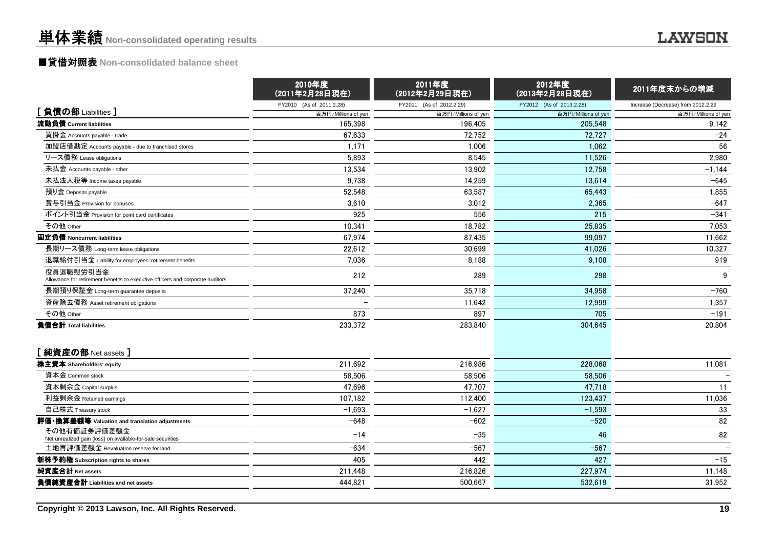# 単体業績 Non-consolidated operating results

## ■貸借対照表 Non-consolidated balance sheet

| | 2010年度（2011年2月28日現在） | 2011年度（2012年2月29日現在） | 2012年度（2013年2月28日現在） | 2011年度末からの増減 |
|---|---|---|---|---|
| | FY2010 (As of 2011.2.28) | FY2011 (As of 2012.2.29) | FY2012 (As of 2013.2.28) | Increase (Decrease) from 2012.2.29 |
| [ 負債の部 Liabilities ] | 百万円/Millions of yen | 百万円/Millions of yen | 百万円/Millions of yen | 百万円/Millions of yen |
| **流動負債 Current liabilities** | 165,398 | 196,405 | 205,548 | 9,142 |
| 買掛金 Accounts payable - trade | 67,633 | 72,752 | 72,727 | -24 |
| 加盟店借勘定 Accounts payable - due to franchised stores | 1,171 | 1,006 | 1,062 | 56 |
| リース債務 Lease obligations | 5,893 | 8,545 | 11,526 | 2,980 |
| 未払金 Accounts payable - other | 13,534 | 13,902 | 12,758 | -1,144 |
| 未払法人税等 Income taxes payable | 9,738 | 14,259 | 13,614 | -645 |
| 預り金 Deposits payable | 52,548 | 63,587 | 65,443 | 1,855 |
| 賞与引当金 Provision for bonuses | 3,610 | 3,012 | 2,365 | -647 |
| ポイント引当金 Provision for point card certificates | 925 | 556 | 215 | -341 |
| その他 Other | 10,341 | 18,782 | 25,835 | 7,053 |
| **固定負債 Noncurrent liabilities** | 67,974 | 87,435 | 99,097 | 11,662 |
| 長期リース債務 Long-term lease obligations | 22,612 | 30,699 | 41,026 | 10,327 |
| 退職給付引当金 Liability for employees' retirement benefits | 7,036 | 8,188 | 9,108 | 919 |
| 役員退職慰労引当金 Allowance for retirement benefits to executive officers and corporate auditors | 212 | 289 | 298 | 9 |
| 長期預り保証金 Long-term guarantee deposits | 37,240 | 35,718 | 34,958 | -760 |
| 資産除去債務 Asset retirement obligations | - | 11,642 | 12,999 | 1,357 |
| その他 Other | 873 | 897 | 705 | -191 |
| **負債合計 Total liabilities** | 233,372 | 283,840 | 304,645 | 20,804 |
| [ 純資産の部 Net assets ] | | | | |
| **株主資本 Shareholders' equity** | 211,692 | 216,986 | 228,068 | 11,081 |
| 資本金 Common stock | 58,506 | 58,506 | 58,506 | - |
| 資本剰余金 Capital surplus | 47,696 | 47,707 | 47,718 | 11 |
| 利益剰余金 Retained earnings | 107,182 | 112,400 | 123,437 | 11,036 |
| 自己株式 Treasury stock | -1,693 | -1,627 | -1,593 | 33 |
| **評価・換算差額等 Valuation and translation adjustments** | -648 | -602 | -520 | 82 |
| その他有価証券評価差額金 Net unrealized gain (loss) on available-for-sale securities | -14 | -35 | 46 | 82 |
| 土地再評価差額金 Revaluation reserve for land | -634 | -567 | -567 | - |
| **新株予約権 Subscription rights to shares** | 405 | 442 | 427 | -15 |
| **純資産合計 Net assets** | 211,448 | 216,826 | 227,974 | 11,148 |
| **負債純資産合計 Liabilities and net assets** | 444,821 | 500,667 | 532,619 | 31,952 |

Copyright © 2013 Lawson, Inc. All Rights Reserved.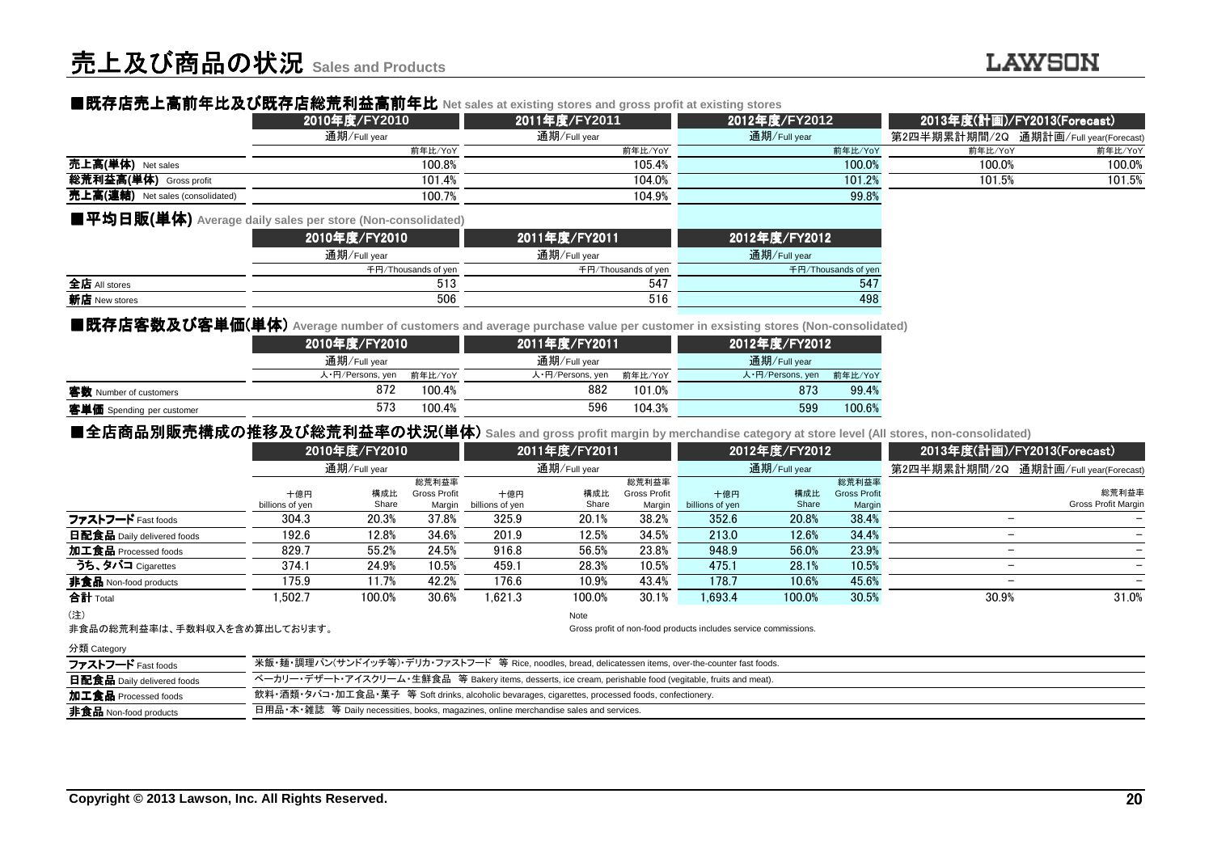# 売上及び商品の状況 Sales and Products

LAWSON

## ■既存店売上高前年比及び既存店総荒利益高前年比 Net sales at existing stores and gross profit at existing stores

| | 2010年度/FY2010 | 2011年度/FY2011 | 2012年度/FY2012 | 2013年度(計画)/FY2013(Forecast) | |
|---|---|---|---|---|---|
| | 通期/Full year | 通期/Full year | 通期/Full year | 第2四半期累計期間/2Q | 通期計画/Full year(Forecast) |
| | 前年比/YoY | 前年比/YoY | 前年比/YoY | 前年比/YoY | 前年比/YoY |
| **売上高(単体)** Net sales | 100.8% | 105.4% | 100.0% | 100.0% | 100.0% |
| **総荒利益高(単体)** Gross profit | 101.4% | 104.0% | 101.2% | 101.5% | 101.5% |
| **売上高(連結)** Net sales (consolidated) | 100.7% | 104.9% | 99.8% | | |

## ■平均日販(単体) Average daily sales per store (Non-consolidated)

| | 2010年度/FY2010 | 2011年度/FY2011 | 2012年度/FY2012 |
|---|---|---|---|
| | 通期/Full year | 通期/Full year | 通期/Full year |
| | 千円/Thousands of yen | 千円/Thousands of yen | 千円/Thousands of yen |
| **全店** All stores | 513 | 547 | 547 |
| **新店** New stores | 506 | 516 | 498 |

## ■既存店客数及び客単価(単体) Average number of customers and average purchase value per customer in exsisting stores (Non-consolidated)

| | 2010年度/FY2010 | | 2011年度/FY2011 | | 2012年度/FY2012 | |
|---|---|---|---|---|---|---|
| | 通期/Full year | | 通期/Full year | | 通期/Full year | |
| | 人・円/Persons, yen | 前年比/YoY | 人・円/Persons, yen | 前年比/YoY | 人・円/Persons, yen | 前年比/YoY |
| **客数** Number of customers | 872 | 100.4% | 882 | 101.0% | 873 | 99.4% |
| **客単価** Spending per customer | 573 | 100.4% | 596 | 104.3% | 599 | 100.6% |

## ■全店商品別販売構成の推移及び総荒利益率の状況(単体) Sales and gross profit margin by merchandise category at store level (All stores, non-consolidated)

| | 2010年度/FY2010 | | | 2011年度/FY2011 | | | 2012年度/FY2012 | | | 2013年度(計画)/FY2013(Forecast) | |
|---|---|---|---|---|---|---|---|---|---|---|---|
| | 通期/Full year | | | 通期/Full year | | | 通期/Full year | | | 第2四半期累計期間/2Q | 通期計画/Full year(Forecast) |
| | 十億円 billions of yen | 構成比 Share | 総荒利益率 Gross Profit Margin | 十億円 billions of yen | 構成比 Share | 総荒利益率 Gross Profit Margin | 十億円 billions of yen | 構成比 Share | 総荒利益率 Gross Profit Margin | | 総荒利益率 Gross Profit Margin |
| **ファストフード** Fast foods | 304.3 | 20.3% | 37.8% | 325.9 | 20.1% | 38.2% | 352.6 | 20.8% | 38.4% | − | − |
| **日配食品** Daily delivered foods | 192.6 | 12.8% | 34.6% | 201.9 | 12.5% | 34.5% | 213.0 | 12.6% | 34.4% | − | − |
| **加工食品** Processed foods | 829.7 | 55.2% | 24.5% | 916.8 | 56.5% | 23.8% | 948.9 | 56.0% | 23.9% | − | − |
| **うち、タバコ** Cigarettes | 374.1 | 24.9% | 10.5% | 459.1 | 28.3% | 10.5% | 475.1 | 28.1% | 10.5% | − | − |
| **非食品** Non-food products | 175.9 | 11.7% | 42.2% | 176.6 | 10.9% | 43.4% | 178.7 | 10.6% | 45.6% | − | − |
| **合計** Total | 1,502.7 | 100.0% | 30.6% | 1,621.3 | 100.0% | 30.1% | 1,693.4 | 100.0% | 30.5% | 30.9% | 31.0% |

(注)
非食品の総荒利益率は、手数料収入を含め算出しております。

Note
Gross profit of non-food products includes service commissions.

分類 Category

| | |
|---|---|
| **ファストフード** Fast foods | 米飯・麺・調理パン(サンドイッチ等)・デリカ・ファストフード 等 Rice, noodles, bread, delicatessen items, over-the-counter fast foods. |
| **日配食品** Daily delivered foods | ベーカリー・デザート・アイスクリーム・生鮮食品 等 Bakery items, desserts, ice cream, perishable food (vegitable, fruits and meat). |
| **加工食品** Processed foods | 飲料・酒類・タバコ・加工食品・菓子 等 Soft drinks, alcoholic bevarages, cigarettes, processed foods, confectionery. |
| **非食品** Non-food products | 日用品・本・雑誌 等 Daily necessities, books, magazines, online merchandise sales and services. |

Copyright © 2013 Lawson, Inc. All Rights Reserved.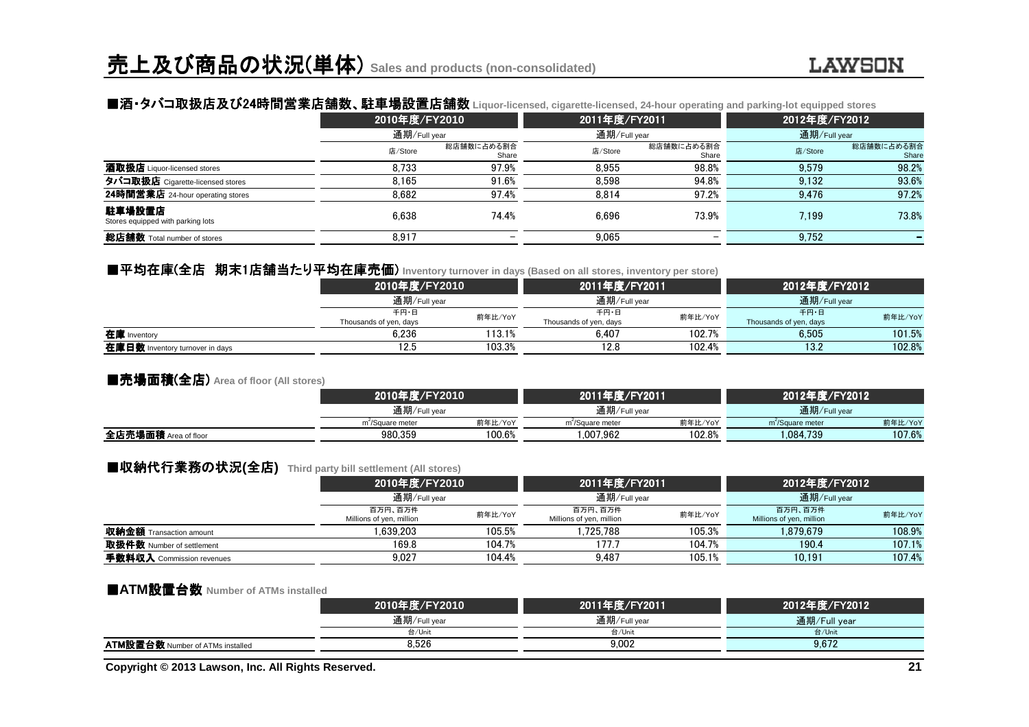# 売上及び商品の状況(単体) Sales and products (non-consolidated)

## ■酒・タバコ取扱店及び24時間営業店舗数、駐車場設置店舗数 Liquor-licensed, cigarette-licensed, 24-hour operating and parking-lot equipped stores

| | 2010年度/FY2010 | | 2011年度/FY2011 | | 2012年度/FY2012 | |
|---|---|---|---|---|---|---|
| | 通期/Full year | | 通期/Full year | | 通期/Full year | |
| | 店/Store | 総店舗数に占める割合 Share | 店/Store | 総店舗数に占める割合 Share | 店/Store | 総店舗数に占める割合 Share |
| **酒取扱店** Liquor-licensed stores | 8,733 | 97.9% | 8,955 | 98.8% | 9,579 | 98.2% |
| **タバコ取扱店** Cigarette-licensed stores | 8,165 | 91.6% | 8,598 | 94.8% | 9,132 | 93.6% |
| **24時間営業店** 24-hour operating stores | 8,682 | 97.4% | 8,814 | 97.2% | 9,476 | 97.2% |
| **駐車場設置店** Stores equipped with parking lots | 6,638 | 74.4% | 6,696 | 73.9% | 7,199 | 73.8% |
| **総店舗数** Total number of stores | 8,917 | － | 9,065 | － | 9,752 | － |

## ■平均在庫(全店　期末1店舗当たり平均在庫売価) Inventory turnover in days (Based on all stores, inventory per store)

| | 2010年度/FY2010 | | 2011年度/FY2011 | | 2012年度/FY2012 | |
|---|---|---|---|---|---|---|
| | 通期/Full year | | 通期/Full year | | 通期/Full year | |
| | 千円・日 Thousands of yen, days | 前年比/YoY | 千円・日 Thousands of yen, days | 前年比/YoY | 千円・日 Thousands of yen, days | 前年比/YoY |
| **在庫** Inventory | 6,236 | 113.1% | 6,407 | 102.7% | 6,505 | 101.5% |
| **在庫日数** Inventory turnover in days | 12.5 | 103.3% | 12.8 | 102.4% | 13.2 | 102.8% |

## ■売場面積(全店) Area of floor (All stores)

| | 2010年度/FY2010 | | 2011年度/FY2011 | | 2012年度/FY2012 | |
|---|---|---|---|---|---|---|
| | 通期/Full year | | 通期/Full year | | 通期/Full year | |
| | $m^2$/Square meter | 前年比/YoY | $m^2$/Square meter | 前年比/YoY | $m^2$/Square meter | 前年比/YoY |
| **全店売場面積** Area of floor | 980,359 | 100.6% | 1,007,962 | 102.8% | 1,084,739 | 107.6% |

## ■収納代行業務の状況(全店) Third party bill settlement (All stores)

| | 2010年度/FY2010 | | 2011年度/FY2011 | | 2012年度/FY2012 | |
|---|---|---|---|---|---|---|
| | 通期/Full year | | 通期/Full year | | 通期/Full year | |
| | 百万円、百万件 Millions of yen, million | 前年比/YoY | 百万円、百万件 Millions of yen, million | 前年比/YoY | 百万円、百万件 Millions of yen, million | 前年比/YoY |
| **収納金額** Transaction amount | 1,639,203 | 105.5% | 1,725,788 | 105.3% | 1,879,679 | 108.9% |
| **取扱件数** Number of settlement | 169.8 | 104.7% | 177.7 | 104.7% | 190.4 | 107.1% |
| **手数料収入** Commission revenues | 9,027 | 104.4% | 9,487 | 105.1% | 10,191 | 107.4% |

## ■ATM設置台数 Number of ATMs installed

| | 2010年度/FY2010 | 2011年度/FY2011 | 2012年度/FY2012 |
|---|---|---|---|
| | 通期/Full year | 通期/Full year | 通期/Full year |
| | 台/Unit | 台/Unit | 台/Unit |
| **ATM設置台数** Number of ATMs installed | 8,526 | 9,002 | 9,672 |

Copyright © 2013 Lawson, Inc. All Rights Reserved.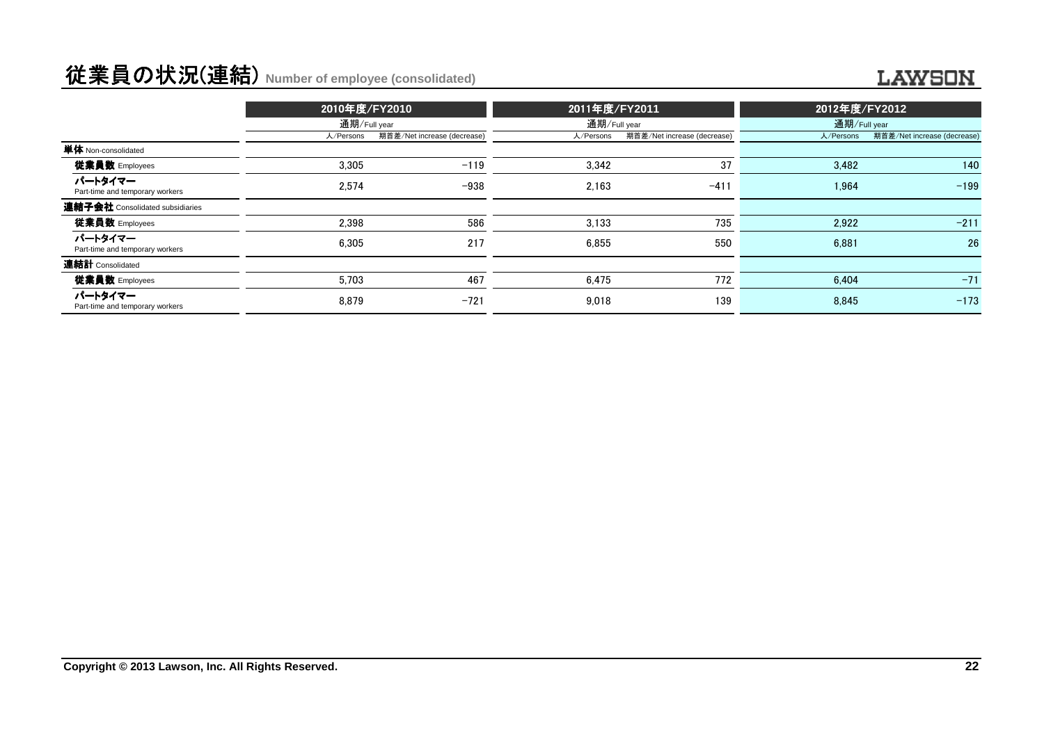# 従業員の状況(連結) Number of employee (consolidated)

| | 2010年度/FY2010 | | 2011年度/FY2011 | | 2012年度/FY2012 | |
|---|---|---|---|---|---|---|
| | 通期/Full year | | 通期/Full year | | 通期/Full year | |
| | 人/Persons | 期首差/Net increase (decrease) | 人/Persons | 期首差/Net increase (decrease) | 人/Persons | 期首差/Net increase (decrease) |
| **単体** Non-consolidated | | | | | | |
| **従業員数** Employees | 3,305 | −119 | 3,342 | 37 | 3,482 | 140 |
| **パートタイマー** Part-time and temporary workers | 2,574 | −938 | 2,163 | −411 | 1,964 | −199 |
| **連結子会社** Consolidated subsidiaries | | | | | | |
| **従業員数** Employees | 2,398 | 586 | 3,133 | 735 | 2,922 | −211 |
| **パートタイマー** Part-time and temporary workers | 6,305 | 217 | 6,855 | 550 | 6,881 | 26 |
| **連結計** Consolidated | | | | | | |
| **従業員数** Employees | 5,703 | 467 | 6,475 | 772 | 6,404 | −71 |
| **パートタイマー** Part-time and temporary workers | 8,879 | −721 | 9,018 | 139 | 8,845 | −173 |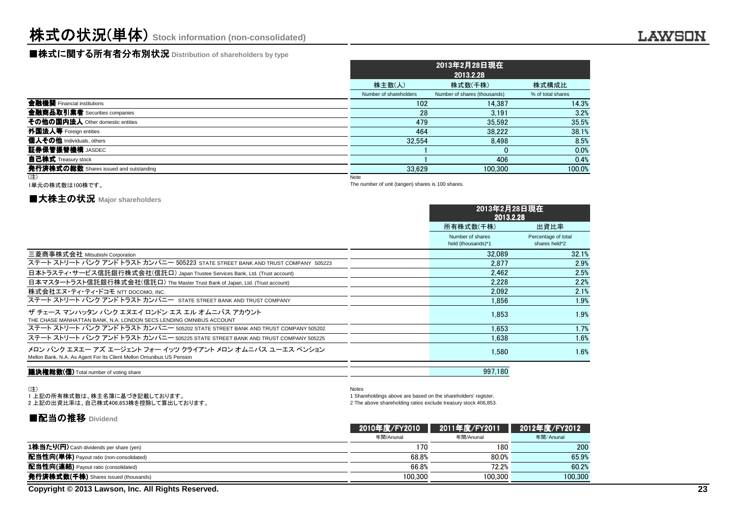# 株式の状況(単体) Stock information (non-consolidated)

## ■株式に関する所有者分布別状況 Distribution of shareholders by type

| | 2013年2月28日現在 2013.2.28 | | |
|---|---|---|---|
| | 株主数(人) Number of shareholders | 株式数(千株) Number of shares (thousands) | 株式構成比 % of total shares |
| **金融機関** Financial institutions | 102 | 14,387 | 14.3% |
| **金融商品取引業者** Securities companies | 28 | 3,191 | 3.2% |
| **その他の国内法人** Other domestic entities | 479 | 35,592 | 35.5% |
| **外国法人等** Foreign entities | 464 | 38,222 | 38.1% |
| **個人その他** Individuals, others | 32,554 | 8,498 | 8.5% |
| **証券保管振替機構** JASDEC | 1 | 0 | 0.0% |
| **自己株式** Treasury stock | 1 | 406 | 0.4% |
| **発行済株式の総数** Shares issued and outstanding | 33,629 | 100,300 | 100.0% |

(注)
1単元の株式数は100株です。

Note
The number of unit (tangen) shares is 100 shares.

## ■大株主の状況 Major shareholders

| | 2013年2月28日現在 2013.2.28 | |
|---|---|---|
| | 所有株式数(千株) Number of shares held (thousands)*1 | 出資比率 Percentage of total shares held*2 |
| 三菱商事株式会社 Mitsubishi Corporation | 32,089 | 32.1% |
| ステート ストリート バンク アンド トラスト カンパニー 505223 STATE STREET BANK AND TRUST COMPANY 505223 | 2,877 | 2.9% |
| 日本トラスティ・サービス信託銀行株式会社(信託口) Japan Trustee Services Bank, Ltd. (Trust account) | 2,462 | 2.5% |
| 日本マスタートラスト信託銀行株式会社(信託口) The Master Trust Bank of Japan, Ltd. (Trust account) | 2,228 | 2.2% |
| 株式会社エヌ・ティ・ティ・ドコモ NTT DOCOMO, INC. | 2,092 | 2.1% |
| ステート ストリート バンク アンド トラスト カンパニー STATE STREET BANK AND TRUST COMPANY | 1,856 | 1.9% |
| ザ チェース マンハッタン バンク エヌエイ ロンドン エス エル オムニバス アカウント THE CHASE MANHATTAN BANK, N.A. LONDON SECS LENDING OMNIBUS ACCOUNT | 1,853 | 1.9% |
| ステート ストリート バンク アンド トラスト カンパニー 505202 STATE STREET BANK AND TRUST COMPANY 505202 | 1,653 | 1.7% |
| ステート ストリート バンク アンド トラスト カンパニー 505225 STATE STREET BANK AND TRUST COMPANY 505225 | 1,638 | 1.6% |
| メロン バンク エヌエー アズ エージェント フォー イッツ クライアント メロン オムニバス ユーエス ペンション Mellon Bank, N.A. As Agent For Its Client Mellon Omunibus US Pension | 1,580 | 1.6% |
| **議決権総数(個)** Total number of voting share | 997,180 | |

(注)
1 上記の所有株式数は、株主名簿に基づき記載しております。
2 上記の出資比率は、自己株式406,853株を控除して算出しております。

Notes
1 Shareholdings above are based on the shareholders' register.
2 The above shareholding ratios exclude treasury stock 406,853.

## ■配当の推移 Dividend

| | 2010年度/FY2010 | 2011年度/FY2011 | 2012年度/FY2012 |
|---|---|---|---|
| | 年間/Anunal | 年間/Anunal | 年間/Anunal |
| **1株当たり(円)** Cash dividends per share (yen) | 170 | 180 | 200 |
| **配当性向(単体)** Payout ratio (non-consolidated) | 68.8% | 80.0% | 65.9% |
| **配当性向(連結)** Payout ratio (consolidated) | 66.8% | 72.2% | 60.2% |
| **発行済株式数(千株)** Shares issued (thousands) | 100,300 | 100,300 | 100,300 |